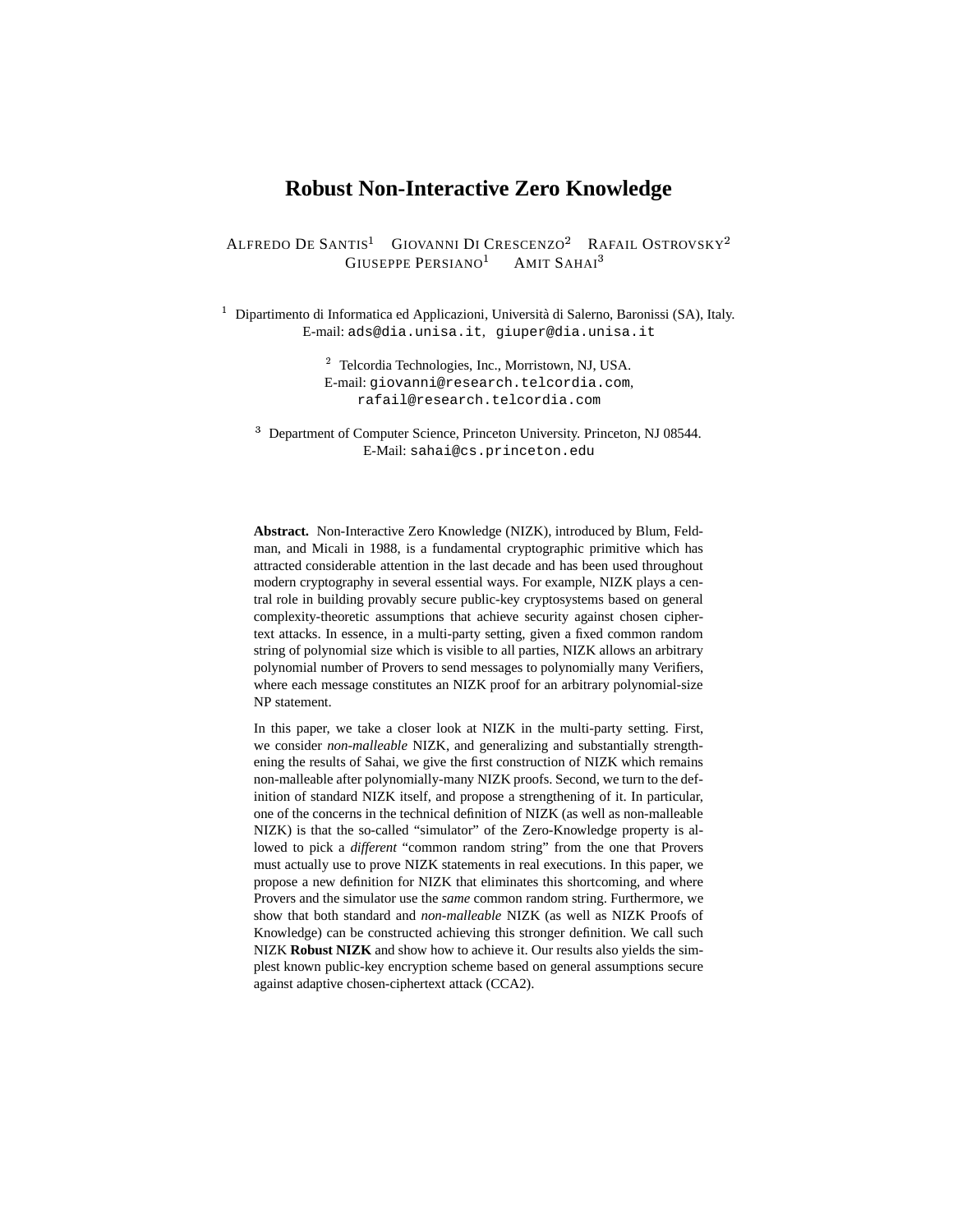# Robust Non-Interactive Zero Knowledge

Alfredo De Santis[1] Giovanni Di Crescenzo[2] Rafail Ostrovsky[2]
Giuseppe Persiano[1] Amit Sahai[3]

[1] Dipartimento di Informatica ed Applicazioni, Università di Salerno, Baronissi (SA), Italy.
E-mail: ads@dia.unisa.it, giuper@dia.unisa.it

[2] Telcordia Technologies, Inc., Morristown, NJ, USA.
E-mail: giovanni@research.telcordia.com,
rafail@research.telcordia.com

[3] Department of Computer Science, Princeton University. Princeton, NJ 08544.
E-Mail: sahai@cs.princeton.edu

**Abstract.** Non-Interactive Zero Knowledge (NIZK), introduced by Blum, Feldman, and Micali in 1988, is a fundamental cryptographic primitive which has attracted considerable attention in the last decade and has been used throughout modern cryptography in several essential ways. For example, NIZK plays a central role in building provably secure public-key cryptosystems based on general complexity-theoretic assumptions that achieve security against chosen ciphertext attacks. In essence, in a multi-party setting, given a fixed common random string of polynomial size which is visible to all parties, NIZK allows an arbitrary polynomial number of Provers to send messages to polynomially many Verifiers, where each message constitutes an NIZK proof for an arbitrary polynomial-size NP statement.

In this paper, we take a closer look at NIZK in the multi-party setting. First, we consider *non-malleable* NIZK, and generalizing and substantially strengthening the results of Sahai, we give the first construction of NIZK which remains non-malleable after polynomially-many NIZK proofs. Second, we turn to the definition of standard NIZK itself, and propose a strengthening of it. In particular, one of the concerns in the technical definition of NIZK (as well as non-malleable NIZK) is that the so-called "simulator" of the Zero-Knowledge property is allowed to pick a *different* "common random string" from the one that Provers must actually use to prove NIZK statements in real executions. In this paper, we propose a new definition for NIZK that eliminates this shortcoming, and where Provers and the simulator use the *same* common random string. Furthermore, we show that both standard and *non-malleable* NIZK (as well as NIZK Proofs of Knowledge) can be constructed achieving this stronger definition. We call such NIZK **Robust NIZK** and show how to achieve it. Our results also yields the simplest known public-key encryption scheme based on general assumptions secure against adaptive chosen-ciphertext attack (CCA2).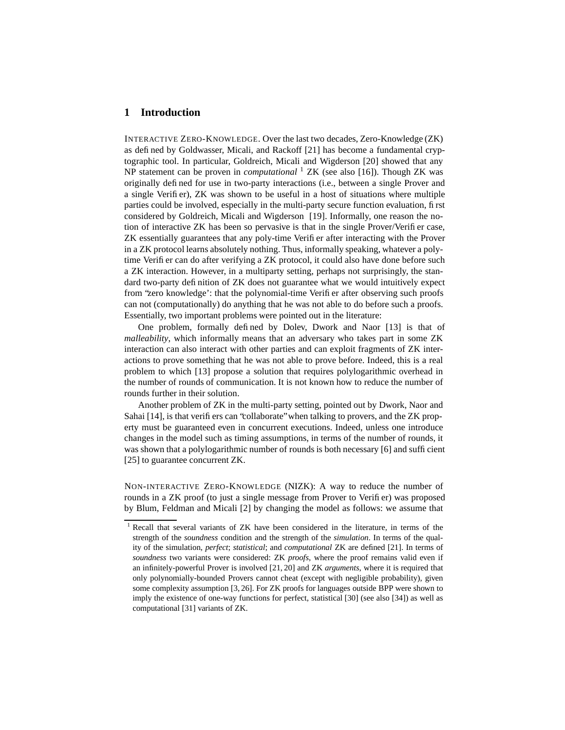## 1 Introduction

INTERACTIVE ZERO-KNOWLEDGE. Over the last two decades, Zero-Knowledge (ZK) as defined by Goldwasser, Micali, and Rackoff [21] has become a fundamental cryptographic tool. In particular, Goldreich, Micali and Wigderson [20] showed that any NP statement can be proven in *computational* [1] ZK (see also [16]). Though ZK was originally defined for use in two-party interactions (i.e., between a single Prover and a single Verifier), ZK was shown to be useful in a host of situations where multiple parties could be involved, especially in the multi-party secure function evaluation, first considered by Goldreich, Micali and Wigderson [19]. Informally, one reason the notion of interactive ZK has been so pervasive is that in the single Prover/Verifier case, ZK essentially guarantees that any poly-time Verifier after interacting with the Prover in a ZK protocol learns absolutely nothing. Thus, informally speaking, whatever a poly-time Verifier can do after verifying a ZK protocol, it could also have done before such a ZK interaction. However, in a multiparty setting, perhaps not surprisingly, the standard two-party definition of ZK does not guarantee what we would intuitively expect from "zero knowledge': that the polynomial-time Verifier after observing such proofs can not (computationally) do anything that he was not able to do before such a proofs. Essentially, two important problems were pointed out in the literature:

One problem, formally defined by Dolev, Dwork and Naor [13] is that of *malleability*, which informally means that an adversary who takes part in some ZK interaction can also interact with other parties and can exploit fragments of ZK interactions to prove something that he was not able to prove before. Indeed, this is a real problem to which [13] propose a solution that requires polylogarithmic overhead in the number of rounds of communication. It is not known how to reduce the number of rounds further in their solution.

Another problem of ZK in the multi-party setting, pointed out by Dwork, Naor and Sahai [14], is that verifiers can "collaborate" when talking to provers, and the ZK property must be guaranteed even in concurrent executions. Indeed, unless one introduce changes in the model such as timing assumptions, in terms of the number of rounds, it was shown that a polylogarithmic number of rounds is both necessary [6] and sufficient [25] to guarantee concurrent ZK.

NON-INTERACTIVE ZERO-KNOWLEDGE (NIZK): A way to reduce the number of rounds in a ZK proof (to just a single message from Prover to Verifier) was proposed by Blum, Feldman and Micali [2] by changing the model as follows: we assume that

[1] Recall that several variants of ZK have been considered in the literature, in terms of the strength of the *soundness* condition and the strength of the *simulation*. In terms of the quality of the simulation, *perfect*; *statistical*; and *computational* ZK are defined [21]. In terms of *soundness* two variants were considered: ZK *proofs*, where the proof remains valid even if an infinitely-powerful Prover is involved [21, 20] and ZK *arguments*, where it is required that only polynomially-bounded Provers cannot cheat (except with negligible probability), given some complexity assumption [3, 26]. For ZK proofs for languages outside BPP were shown to imply the existence of one-way functions for perfect, statistical [30] (see also [34]) as well as computational [31] variants of ZK.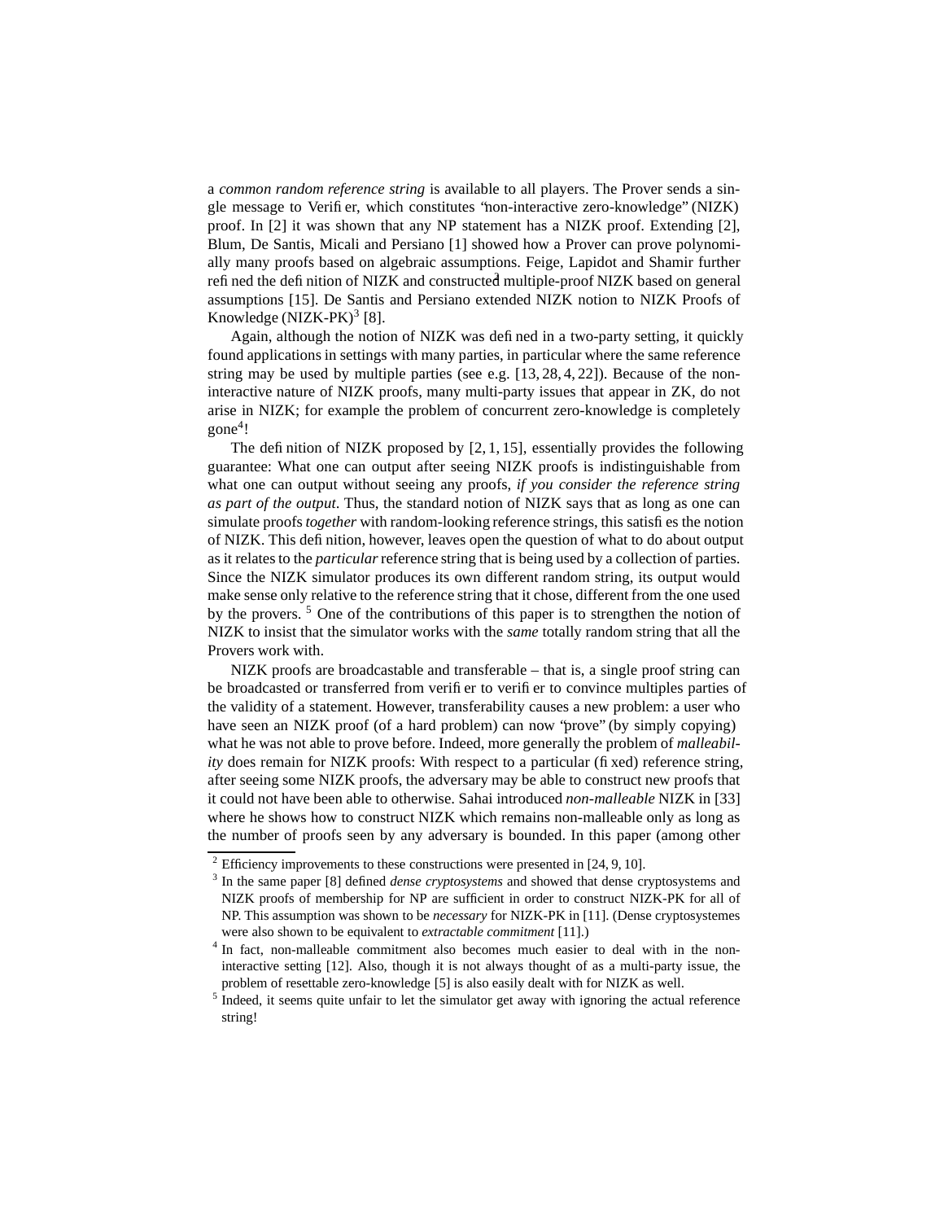a *common random reference string* is available to all players. The Prover sends a single message to Verifier, which constitutes "non-interactive zero-knowledge" (NIZK) proof. In [2] it was shown that any NP statement has a NIZK proof. Extending [2], Blum, De Santis, Micali and Persiano [1] showed how a Prover can prove polynomially many proofs based on algebraic assumptions. Feige, Lapidot and Shamir further refined the definition of NIZK and constructed[2] multiple-proof NIZK based on general assumptions [15]. De Santis and Persiano extended NIZK notion to NIZK Proofs of Knowledge (NIZK-PK)[3] [8].

Again, although the notion of NIZK was defined in a two-party setting, it quickly found applications in settings with many parties, in particular where the same reference string may be used by multiple parties (see e.g. [13, 28, 4, 22]). Because of the non-interactive nature of NIZK proofs, many multi-party issues that appear in ZK, do not arise in NIZK; for example the problem of concurrent zero-knowledge is completely gone[4]!

The definition of NIZK proposed by [2, 1, 15], essentially provides the following guarantee: What one can output after seeing NIZK proofs is indistinguishable from what one can output without seeing any proofs, *if you consider the reference string as part of the output*. Thus, the standard notion of NIZK says that as long as one can simulate proofs *together* with random-looking reference strings, this satisfies the notion of NIZK. This definition, however, leaves open the question of what to do about output as it relates to the *particular* reference string that is being used by a collection of parties. Since the NIZK simulator produces its own different random string, its output would make sense only relative to the reference string that it chose, different from the one used by the provers. [5] One of the contributions of this paper is to strengthen the notion of NIZK to insist that the simulator works with the *same* totally random string that all the Provers work with.

NIZK proofs are broadcastable and transferable – that is, a single proof string can be broadcasted or transferred from verifier to verifier to convince multiples parties of the validity of a statement. However, transferability causes a new problem: a user who have seen an NIZK proof (of a hard problem) can now "prove" (by simply copying) what he was not able to prove before. Indeed, more generally the problem of *malleability* does remain for NIZK proofs: With respect to a particular (fixed) reference string, after seeing some NIZK proofs, the adversary may be able to construct new proofs that it could not have been able to otherwise. Sahai introduced *non-malleable* NIZK in [33] where he shows how to construct NIZK which remains non-malleable only as long as the number of proofs seen by any adversary is bounded. In this paper (among other

---

[2] Efficiency improvements to these constructions were presented in [24, 9, 10].

[3] In the same paper [8] defined *dense cryptosystems* and showed that dense cryptosystems and NIZK proofs of membership for NP are sufficient in order to construct NIZK-PK for all of NP. This assumption was shown to be *necessary* for NIZK-PK in [11]. (Dense cryptosystemes were also shown to be equivalent to *extractable commitment* [11].)

[4] In fact, non-malleable commitment also becomes much easier to deal with in the non-interactive setting [12]. Also, though it is not always thought of as a multi-party issue, the problem of resettable zero-knowledge [5] is also easily dealt with for NIZK as well.

[5] Indeed, it seems quite unfair to let the simulator get away with ignoring the actual reference string!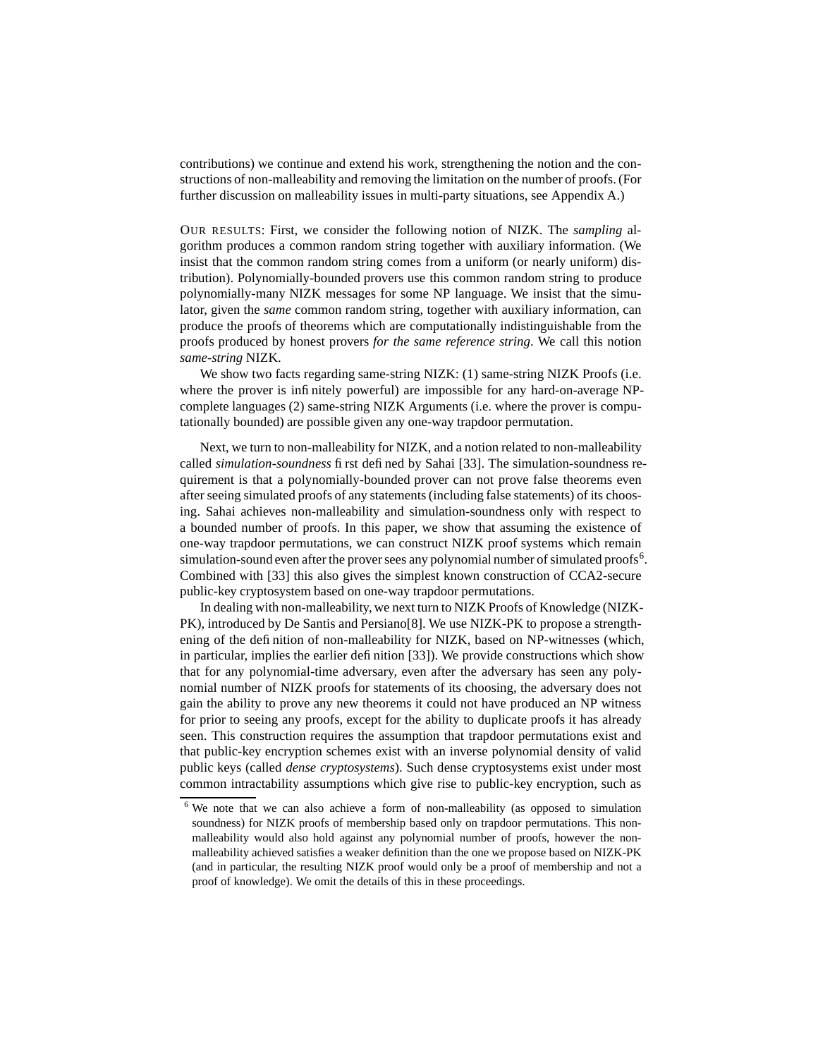contributions) we continue and extend his work, strengthening the notion and the constructions of non-malleability and removing the limitation on the number of proofs. (For further discussion on malleability issues in multi-party situations, see Appendix A.)

OUR RESULTS: First, we consider the following notion of NIZK. The *sampling* algorithm produces a common random string together with auxiliary information. (We insist that the common random string comes from a uniform (or nearly uniform) distribution). Polynomially-bounded provers use this common random string to produce polynomially-many NIZK messages for some NP language. We insist that the simulator, given the *same* common random string, together with auxiliary information, can produce the proofs of theorems which are computationally indistinguishable from the proofs produced by honest provers *for the same reference string*. We call this notion *same-string* NIZK.

We show two facts regarding same-string NIZK: (1) same-string NIZK Proofs (i.e. where the prover is infinitely powerful) are impossible for any hard-on-average NP-complete languages (2) same-string NIZK Arguments (i.e. where the prover is computationally bounded) are possible given any one-way trapdoor permutation.

Next, we turn to non-malleability for NIZK, and a notion related to non-malleability called *simulation-soundness* first defined by Sahai [33]. The simulation-soundness requirement is that a polynomially-bounded prover can not prove false theorems even after seeing simulated proofs of any statements (including false statements) of its choosing. Sahai achieves non-malleability and simulation-soundness only with respect to a bounded number of proofs. In this paper, we show that assuming the existence of one-way trapdoor permutations, we can construct NIZK proof systems which remain simulation-sound even after the prover sees any polynomial number of simulated proofs[6]. Combined with [33] this also gives the simplest known construction of CCA2-secure public-key cryptosystem based on one-way trapdoor permutations.

In dealing with non-malleability, we next turn to NIZK Proofs of Knowledge (NIZK-PK), introduced by De Santis and Persiano[8]. We use NIZK-PK to propose a strengthening of the definition of non-malleability for NIZK, based on NP-witnesses (which, in particular, implies the earlier definition [33]). We provide constructions which show that for any polynomial-time adversary, even after the adversary has seen any polynomial number of NIZK proofs for statements of its choosing, the adversary does not gain the ability to prove any new theorems it could not have produced an NP witness for prior to seeing any proofs, except for the ability to duplicate proofs it has already seen. This construction requires the assumption that trapdoor permutations exist and that public-key encryption schemes exist with an inverse polynomial density of valid public keys (called *dense cryptosystems*). Such dense cryptosystems exist under most common intractability assumptions which give rise to public-key encryption, such as

[6] We note that we can also achieve a form of non-malleability (as opposed to simulation soundness) for NIZK proofs of membership based only on trapdoor permutations. This non-malleability would also hold against any polynomial number of proofs, however the non-malleability achieved satisfies a weaker definition than the one we propose based on NIZK-PK (and in particular, the resulting NIZK proof would only be a proof of membership and not a proof of knowledge). We omit the details of this in these proceedings.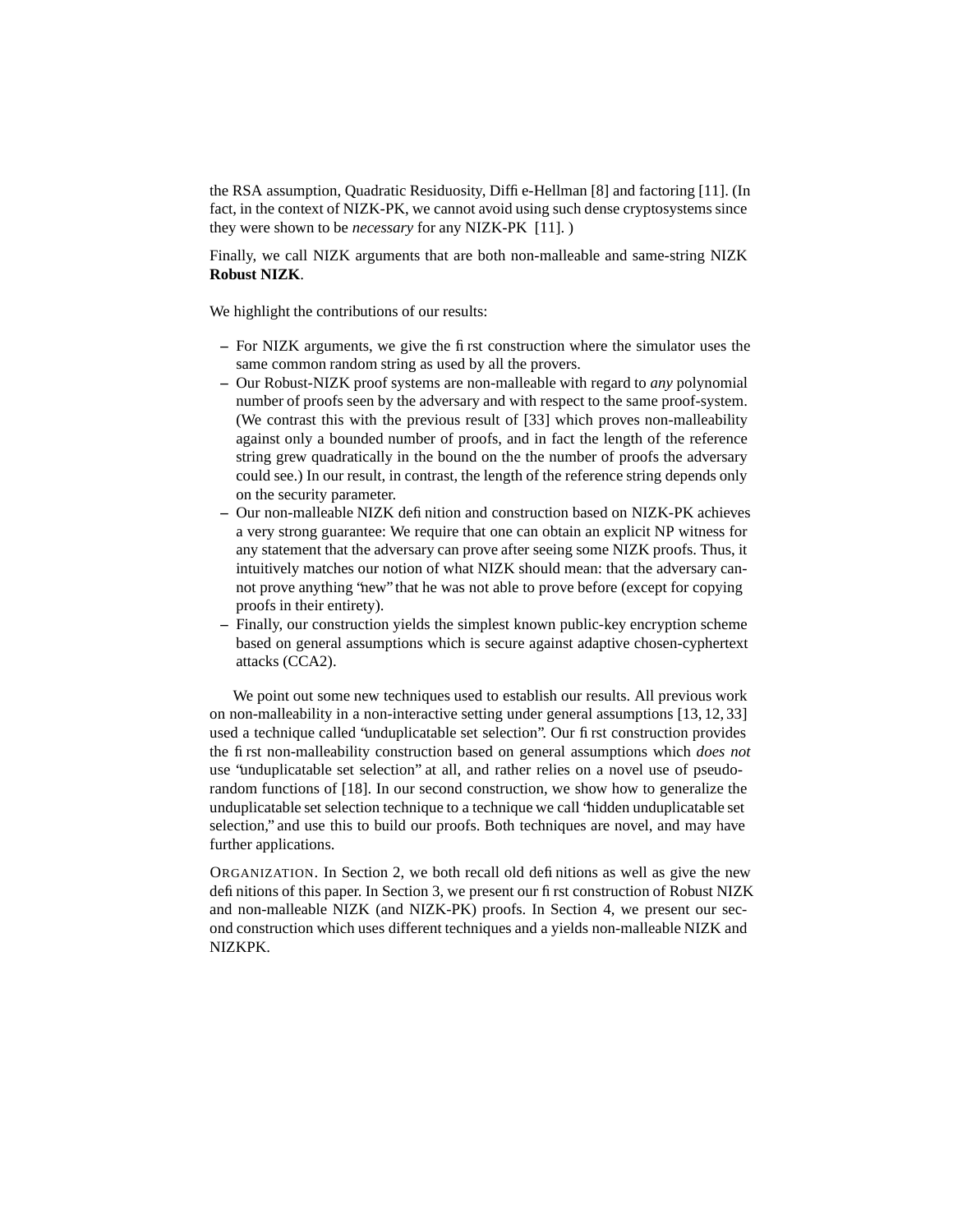the RSA assumption, Quadratic Residuosity, Diffie-Hellman [8] and factoring [11]. (In fact, in the context of NIZK-PK, we cannot avoid using such dense cryptosystems since they were shown to be *necessary* for any NIZK-PK [11]. )

Finally, we call NIZK arguments that are both non-malleable and same-string NIZK **Robust NIZK**.

We highlight the contributions of our results:

- For NIZK arguments, we give the first construction where the simulator uses the same common random string as used by all the provers.
- Our Robust-NIZK proof systems are non-malleable with regard to *any* polynomial number of proofs seen by the adversary and with respect to the same proof-system. (We contrast this with the previous result of [33] which proves non-malleability against only a bounded number of proofs, and in fact the length of the reference string grew quadratically in the bound on the the number of proofs the adversary could see.) In our result, in contrast, the length of the reference string depends only on the security parameter.
- Our non-malleable NIZK definition and construction based on NIZK-PK achieves a very strong guarantee: We require that one can obtain an explicit NP witness for any statement that the adversary can prove after seeing some NIZK proofs. Thus, it intuitively matches our notion of what NIZK should mean: that the adversary cannot prove anything "new" that he was not able to prove before (except for copying proofs in their entirety).
- Finally, our construction yields the simplest known public-key encryption scheme based on general assumptions which is secure against adaptive chosen-cyphertext attacks (CCA2).

We point out some new techniques used to establish our results. All previous work on non-malleability in a non-interactive setting under general assumptions [13, 12, 33] used a technique called "unduplicatable set selection". Our first construction provides the first non-malleability construction based on general assumptions which *does not* use "unduplicatable set selection" at all, and rather relies on a novel use of pseudo-random functions of [18]. In our second construction, we show how to generalize the unduplicatable set selection technique to a technique we call "hidden unduplicatable set selection," and use this to build our proofs. Both techniques are novel, and may have further applications.

ORGANIZATION. In Section 2, we both recall old definitions as well as give the new definitions of this paper. In Section 3, we present our first construction of Robust NIZK and non-malleable NIZK (and NIZK-PK) proofs. In Section 4, we present our second construction which uses different techniques and a yields non-malleable NIZK and NIZKPK.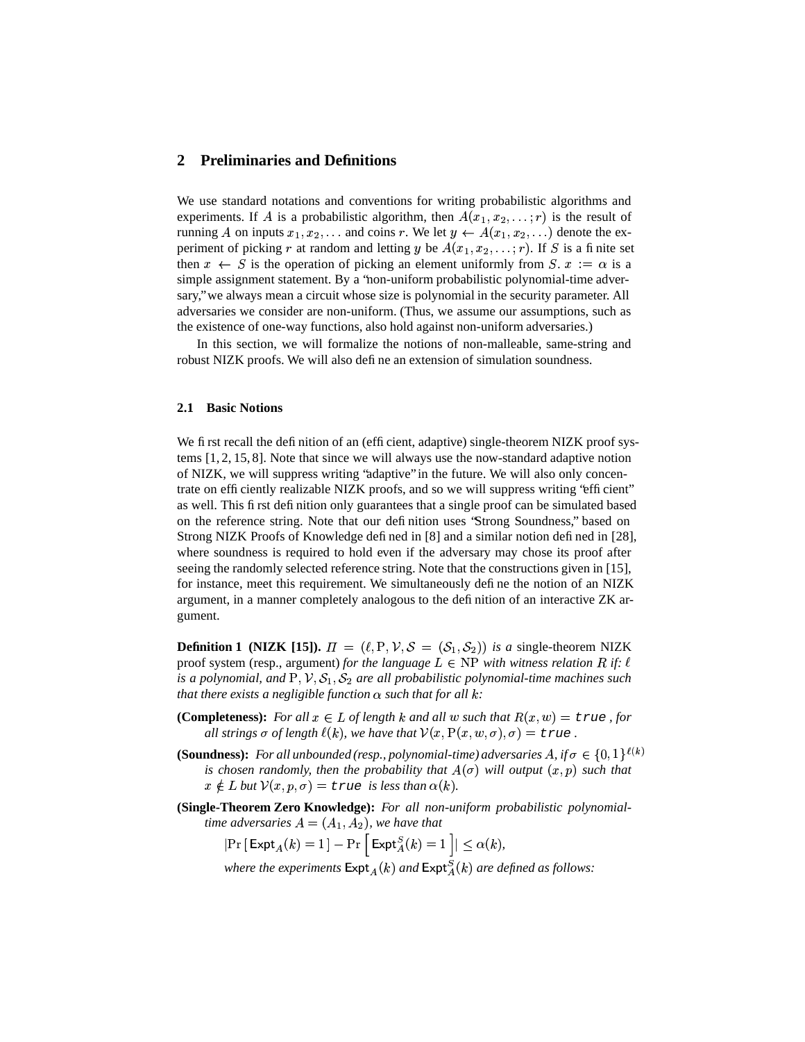## 2 Preliminaries and Definitions

We use standard notations and conventions for writing probabilistic algorithms and experiments. If $A$ is a probabilistic algorithm, then $A(x_1, x_2, \ldots; r)$ is the result of running $A$ on inputs $x_1, x_2, \ldots$ and coins $r$. We let $y \leftarrow A(x_1, x_2, \ldots)$ denote the experiment of picking $r$ at random and letting $y$ be $A(x_1, x_2, \ldots; r)$. If $S$ is a finite set then $x \leftarrow S$ is the operation of picking an element uniformly from $S$. $x := \alpha$ is a simple assignment statement. By a "non-uniform probabilistic polynomial-time adversary," we always mean a circuit whose size is polynomial in the security parameter. All adversaries we consider are non-uniform. (Thus, we assume our assumptions, such as the existence of one-way functions, also hold against non-uniform adversaries.)

In this section, we will formalize the notions of non-malleable, same-string and robust NIZK proofs. We will also define an extension of simulation soundness.

### 2.1 Basic Notions

We first recall the definition of an (efficient, adaptive) single-theorem NIZK proof systems [1, 2, 15, 8]. Note that since we will always use the now-standard adaptive notion of NIZK, we will suppress writing "adaptive" in the future. We will also only concentrate on efficiently realizable NIZK proofs, and so we will suppress writing "efficient" as well. This first definition only guarantees that a single proof can be simulated based on the reference string. Note that our definition uses "Strong Soundness," based on Strong NIZK Proofs of Knowledge defined in [8] and a similar notion defined in [28], where soundness is required to hold even if the adversary may chose its proof after seeing the randomly selected reference string. Note that the constructions given in [15], for instance, meet this requirement. We simultaneously define the notion of an NIZK argument, in a manner completely analogous to the definition of an interactive ZK argument.

**Definition 1 (NIZK [15]).** *$\Pi = (\ell, \mathrm{P}, \mathcal{V}, \mathcal{S} = (\mathcal{S}_1, \mathcal{S}_2))$ is a* single-theorem NIZK proof system (resp., argument) *for the language $L \in \mathrm{NP}$ with witness relation $R$ if: $\ell$ is a polynomial, and $\mathrm{P}, \mathcal{V}, \mathcal{S}_1, \mathcal{S}_2$ are all probabilistic polynomial-time machines such that there exists a negligible function $\alpha$ such that for all $k$:*

**(Completeness):** *For all $x \in L$ of length $k$ and all $w$ such that $R(x, w) = \texttt{true}$, for all strings $\sigma$ of length $\ell(k)$, we have that $\mathcal{V}(x, \mathrm{P}(x, w, \sigma), \sigma) = \texttt{true}$.*

**(Soundness):** *For all unbounded (resp., polynomial-time) adversaries $A$, if $\sigma \in \{0,1\}^{\ell(k)}$ is chosen randomly, then the probability that $A(\sigma)$ will output $(x, p)$ such that $x \notin L$ but $\mathcal{V}(x, p, \sigma) = \texttt{true}$ is less than $\alpha(k)$.*

**(Single-Theorem Zero Knowledge):** *For all non-uniform probabilistic polynomial-time adversaries $A = (A_1, A_2)$, we have that*

$$|\Pr\left[\,\mathsf{Expt}_A(k) = 1\,\right] - \Pr\left[\,\mathsf{Expt}_A^S(k) = 1\,\right]| \leq \alpha(k),$$

*where the experiments $\mathsf{Expt}_A(k)$ and $\mathsf{Expt}_A^S(k)$ are defined as follows:*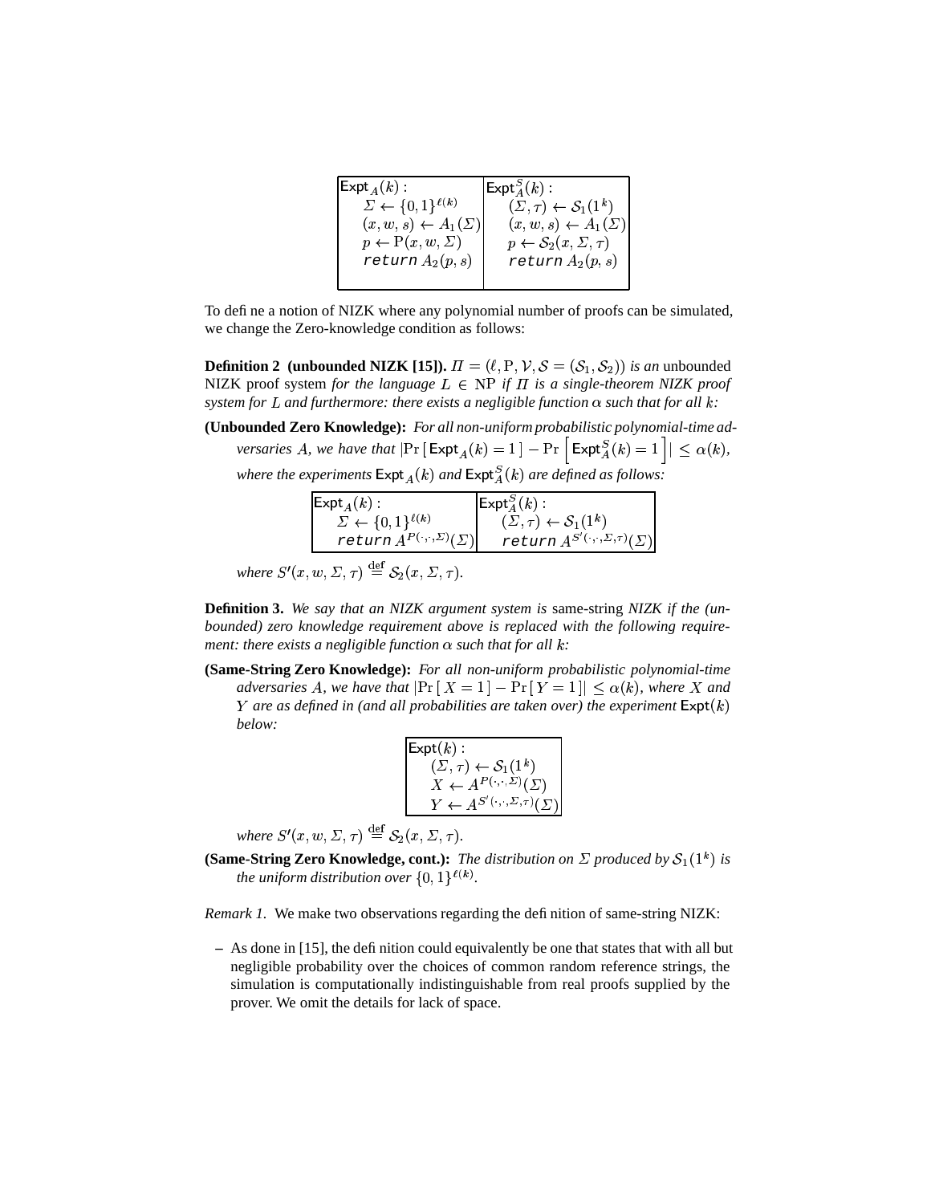| $\mathsf{Expt}_A(k)$ : | $\mathsf{Expt}_A^S(k)$ : |
|---|---|
| $\Sigma \leftarrow \{0,1\}^{\ell(k)}$ | $(\Sigma, \tau) \leftarrow \mathcal{S}_1(1^k)$ |
| $(x, w, s) \leftarrow A_1(\Sigma)$ | $(x, w, s) \leftarrow A_1(\Sigma)$ |
| $p \leftarrow \mathrm{P}(x, w, \Sigma)$ | $p \leftarrow \mathcal{S}_2(x, \Sigma, \tau)$ |
| return $A_2(p, s)$ | return $A_2(p, s)$ |

To define a notion of NIZK where any polynomial number of proofs can be simulated, we change the Zero-knowledge condition as follows:

**Definition 2 (unbounded NIZK [15]).** *$\Pi = (\ell, \mathrm{P}, \mathcal{V}, \mathcal{S} = (\mathcal{S}_1, \mathcal{S}_2))$ is an* unbounded NIZK proof system *for the language $L \in \mathrm{NP}$ if $\Pi$ is a single-theorem NIZK proof system for $L$ and furthermore: there exists a negligible function $\alpha$ such that for all $k$:*

**(Unbounded Zero Knowledge):** *For all non-uniform probabilistic polynomial-time adversaries $A$, we have that $|\Pr[\mathsf{Expt}_A(k) = 1] - \Pr\left[\mathsf{Expt}_A^S(k) = 1\right]| \leq \alpha(k)$, where the experiments $\mathsf{Expt}_A(k)$ and $\mathsf{Expt}_A^S(k)$ are defined as follows:*

| $\mathsf{Expt}_A(k)$ : | $\mathsf{Expt}_A^S(k)$ : |
|---|---|
| $\Sigma \leftarrow \{0,1\}^{\ell(k)}$ | $(\Sigma, \tau) \leftarrow \mathcal{S}_1(1^k)$ |
| return $A^{P(\cdot,\cdot,\Sigma)}(\Sigma)$ | return $A^{S'(\cdot,\cdot,\Sigma,\tau)}(\Sigma)$ |

*where $S'(x, w, \Sigma, \tau) \stackrel{\text{def}}{=} \mathcal{S}_2(x, \Sigma, \tau)$.*

**Definition 3.** *We say that an NIZK argument system is* same-string *NIZK if the (unbounded) zero knowledge requirement above is replaced with the following requirement: there exists a negligible function $\alpha$ such that for all $k$:*

**(Same-String Zero Knowledge):** *For all non-uniform probabilistic polynomial-time adversaries $A$, we have that $|\Pr[X = 1] - \Pr[Y = 1]| \leq \alpha(k)$, where $X$ and $Y$ are as defined in (and all probabilities are taken over) the experiment $\mathsf{Expt}(k)$ below:*

| $\mathsf{Expt}(k)$ : |
|---|
| $(\Sigma, \tau) \leftarrow \mathcal{S}_1(1^k)$ |
| $X \leftarrow A^{P(\cdot,\cdot,\Sigma)}(\Sigma)$ |
| $Y \leftarrow A^{S'(\cdot,\cdot,\Sigma,\tau)}(\Sigma)$ |

*where $S'(x, w, \Sigma, \tau) \stackrel{\text{def}}{=} \mathcal{S}_2(x, \Sigma, \tau)$.*

**(Same-String Zero Knowledge, cont.):** *The distribution on $\Sigma$ produced by $\mathcal{S}_1(1^k)$ is the uniform distribution over $\{0,1\}^{\ell(k)}$.*

*Remark 1.* We make two observations regarding the definition of same-string NIZK:

– As done in [15], the definition could equivalently be one that states that with all but negligible probability over the choices of common random reference strings, the simulation is computationally indistinguishable from real proofs supplied by the prover. We omit the details for lack of space.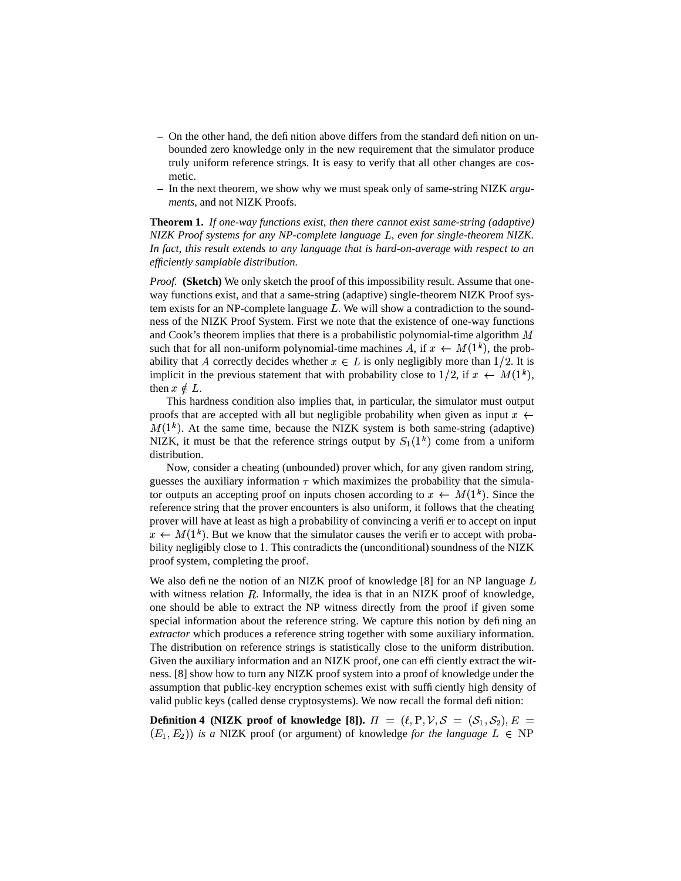- On the other hand, the definition above differs from the standard definition on unbounded zero knowledge only in the new requirement that the simulator produce truly uniform reference strings. It is easy to verify that all other changes are cosmetic.
- In the next theorem, we show why we must speak only of same-string NIZK *arguments*, and not NIZK Proofs.

**Theorem 1.** *If one-way functions exist, then there cannot exist same-string (adaptive) NIZK Proof systems for any NP-complete language $L$, even for single-theorem NIZK. In fact, this result extends to any language that is hard-on-average with respect to an efficiently samplable distribution.*

*Proof.* **(Sketch)** We only sketch the proof of this impossibility result. Assume that one-way functions exist, and that a same-string (adaptive) single-theorem NIZK Proof system exists for an NP-complete language $L$. We will show a contradiction to the soundness of the NIZK Proof System. First we note that the existence of one-way functions and Cook's theorem implies that there is a probabilistic polynomial-time algorithm $M$ such that for all non-uniform polynomial-time machines $A$, if $x \leftarrow M(1^k)$, the probability that $A$ correctly decides whether $x \in L$ is only negligibly more than $1/2$. It is implicit in the previous statement that with probability close to $1/2$, if $x \leftarrow M(1^k)$, then $x \notin L$.

This hardness condition also implies that, in particular, the simulator must output proofs that are accepted with all but negligible probability when given as input $x \leftarrow M(1^k)$. At the same time, because the NIZK system is both same-string (adaptive) NIZK, it must be that the reference strings output by $S_1(1^k)$ come from a uniform distribution.

Now, consider a cheating (unbounded) prover which, for any given random string, guesses the auxiliary information $\tau$ which maximizes the probability that the simulator outputs an accepting proof on inputs chosen according to $x \leftarrow M(1^k)$. Since the reference string that the prover encounters is also uniform, it follows that the cheating prover will have at least as high a probability of convincing a verifier to accept on input $x \leftarrow M(1^k)$. But we know that the simulator causes the verifier to accept with probability negligibly close to 1. This contradicts the (unconditional) soundness of the NIZK proof system, completing the proof.

We also define the notion of an NIZK proof of knowledge [8] for an NP language $L$ with witness relation $R$. Informally, the idea is that in an NIZK proof of knowledge, one should be able to extract the NP witness directly from the proof if given some special information about the reference string. We capture this notion by defining an *extractor* which produces a reference string together with some auxiliary information. The distribution on reference strings is statistically close to the uniform distribution. Given the auxiliary information and an NIZK proof, one can efficiently extract the witness. [8] show how to turn any NIZK proof system into a proof of knowledge under the assumption that public-key encryption schemes exist with sufficiently high density of valid public keys (called dense cryptosystems). We now recall the formal definition:

**Definition 4 (NIZK proof of knowledge [8]).** $\Pi = (\ell, \mathrm{P}, \mathcal{V}, \mathcal{S} = (\mathcal{S}_1, \mathcal{S}_2), E = (E_1, E_2))$ *is a* NIZK proof (or argument) of knowledge *for the language* $L \in \mathrm{NP}$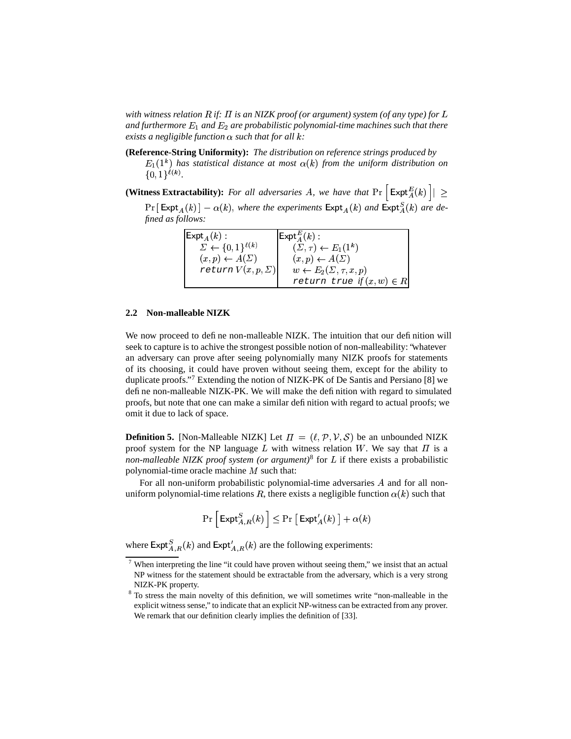*with witness relation $R$ if: $\Pi$ is an NIZK proof (or argument) system (of any type) for $L$ and furthermore $E_1$ and $E_2$ are probabilistic polynomial-time machines such that there exists a negligible function $\alpha$ such that for all $k$:*

**(Reference-String Uniformity):** *The distribution on reference strings produced by $E_1(1^k)$ has statistical distance at most $\alpha(k)$ from the uniform distribution on $\{0,1\}^{\ell(k)}$.*

**(Witness Extractability):** *For all adversaries $A$, we have that $\Pr\left[\mathsf{Expt}^E_A(k)\right] \geq \Pr\left[\mathsf{Expt}_A(k)\right] - \alpha(k)$, where the experiments $\mathsf{Expt}_A(k)$ and $\mathsf{Expt}^S_A(k)$ are defined as follows:*

| $\mathsf{Expt}_A(k)$ : | $\mathsf{Expt}^E_A(k)$ : |
|---|---|
| $\Sigma \leftarrow \{0,1\}^{\ell(k)}$ | $(\Sigma, \tau) \leftarrow E_1(1^k)$ |
| $(x, p) \leftarrow A(\Sigma)$ | $(x, p) \leftarrow A(\Sigma)$ |
| `return` $V(x, p, \Sigma)$ | $w \leftarrow E_2(\Sigma, \tau, x, p)$ |
| | `return true` if $(x, w) \in R$ |

### 2.2 Non-malleable NIZK

We now proceed to define non-malleable NIZK. The intuition that our definition will seek to capture is to achive the strongest possible notion of non-malleability: "whatever an adversary can prove after seeing polynomially many NIZK proofs for statements of its choosing, it could have proven without seeing them, except for the ability to duplicate proofs."[7] Extending the notion of NIZK-PK of De Santis and Persiano [8] we define non-malleable NIZK-PK. We will make the definition with regard to simulated proofs, but note that one can make a similar definition with regard to actual proofs; we omit it due to lack of space.

**Definition 5.** [Non-Malleable NIZK] Let $\Pi = (\ell, \mathcal{P}, \mathcal{V}, \mathcal{S})$ be an unbounded NIZK proof system for the NP language $L$ with witness relation $W$. We say that $\Pi$ is a *non-malleable NIZK proof system (or argument)*[8] for $L$ if there exists a probabilistic polynomial-time oracle machine $M$ such that:

For all non-uniform probabilistic polynomial-time adversaries $A$ and for all non-uniform polynomial-time relations $R$, there exists a negligible function $\alpha(k)$ such that

$$\Pr\left[\mathsf{Expt}^S_{A,R}(k)\right] \leq \Pr\left[\mathsf{Expt}'_A(k)\right] + \alpha(k)$$

where $\mathsf{Expt}^S_{A,R}(k)$ and $\mathsf{Expt}'_{A,R}(k)$ are the following experiments:

[7] When interpreting the line "it could have proven without seeing them," we insist that an actual NP witness for the statement should be extractable from the adversary, which is a very strong NIZK-PK property.

[8] To stress the main novelty of this definition, we will sometimes write "non-malleable in the explicit witness sense," to indicate that an explicit NP-witness can be extracted from any prover. We remark that our definition clearly implies the definition of [33].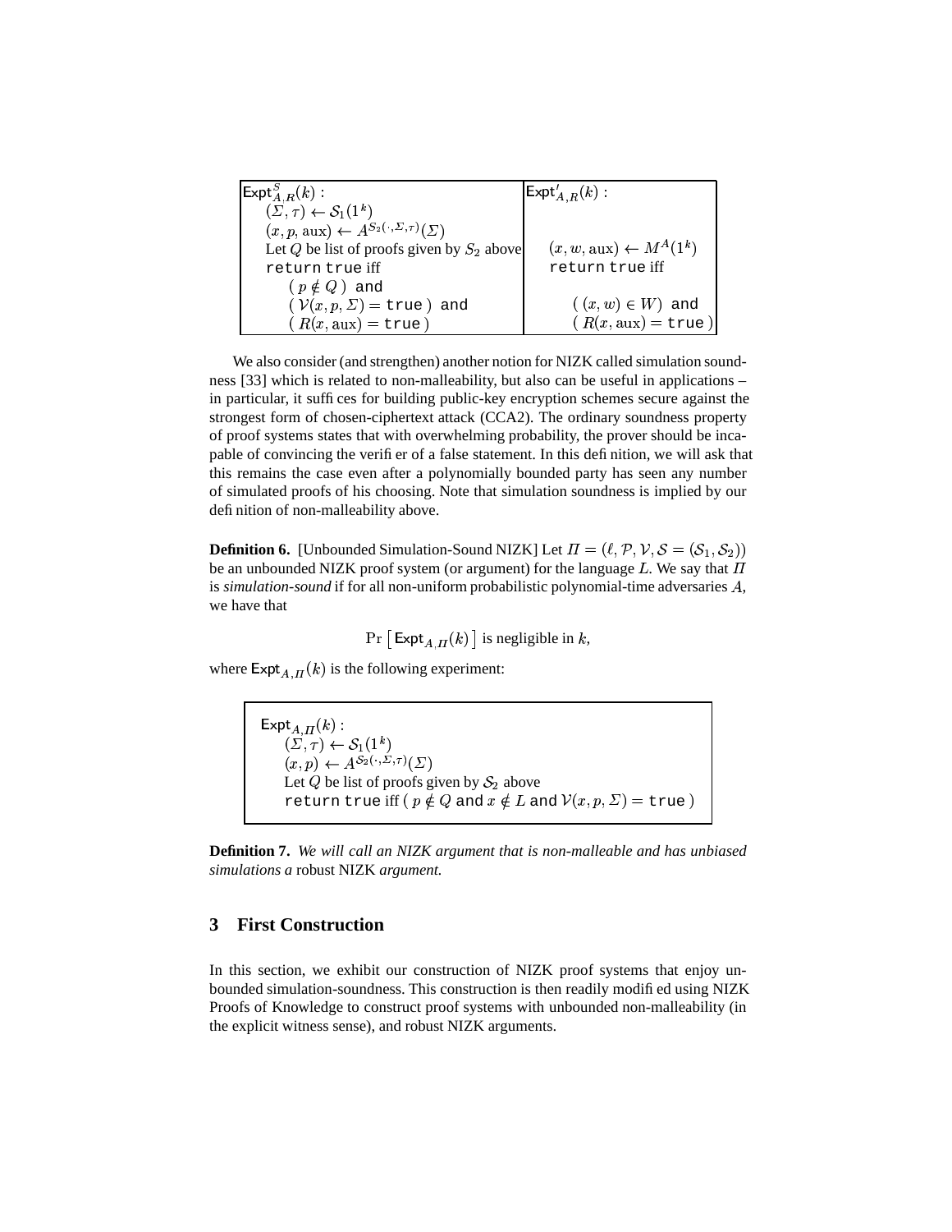| $\mathsf{Expt}^S_{A,R}(k)$ : | $\mathsf{Expt}'_{A,R}(k)$ : |
|---|---|
| $(\Sigma, \tau) \leftarrow \mathcal{S}_1(1^k)$ | |
| $(x, p, \text{aux}) \leftarrow A^{S_2(\cdot,\Sigma,\tau)}(\Sigma)$ | |
| Let $Q$ be list of proofs given by $S_2$ above | $(x, w, \text{aux}) \leftarrow M^A(1^k)$ |
| `return true` iff | `return true` iff |
| ( $p \notin Q$ ) `and` | |
| ( $\mathcal{V}(x, p, \Sigma) = \texttt{true}$ ) `and` | ( $(x, w) \in W$ ) `and` |
| ( $R(x, \text{aux}) = \texttt{true}$ ) | ( $R(x, \text{aux}) = \texttt{true}$ ) |

We also consider (and strengthen) another notion for NIZK called simulation soundness [33] which is related to non-malleability, but also can be useful in applications – in particular, it suffices for building public-key encryption schemes secure against the strongest form of chosen-ciphertext attack (CCA2). The ordinary soundness property of proof systems states that with overwhelming probability, the prover should be incapable of convincing the verifier of a false statement. In this definition, we will ask that this remains the case even after a polynomially bounded party has seen any number of simulated proofs of his choosing. Note that simulation soundness is implied by our definition of non-malleability above.

**Definition 6.** [Unbounded Simulation-Sound NIZK] Let $\Pi = (\ell, \mathcal{P}, \mathcal{V}, \mathcal{S} = (\mathcal{S}_1, \mathcal{S}_2))$ be an unbounded NIZK proof system (or argument) for the language $L$. We say that $\Pi$ is *simulation-sound* if for all non-uniform probabilistic polynomial-time adversaries $A$, we have that

$$\Pr\left[\mathsf{Expt}_{A,\Pi}(k)\right] \text{ is negligible in } k,$$

where $\mathsf{Expt}_{A,\Pi}(k)$ is the following experiment:

```
Expt_{A,Π}(k) :
    (Σ, τ) ← S_1(1^k)
    (x, p) ← A^{S_2(·,Σ,τ)}(Σ)
    Let Q be list of proofs given by S_2 above
    return true iff ( p ∉ Q and x ∉ L and V(x, p, Σ) = true )
```

**Definition 7.** *We will call an NIZK argument that is non-malleable and has unbiased simulations a* robust NIZK *argument.*

## 3 First Construction

In this section, we exhibit our construction of NIZK proof systems that enjoy unbounded simulation-soundness. This construction is then readily modified using NIZK Proofs of Knowledge to construct proof systems with unbounded non-malleability (in the explicit witness sense), and robust NIZK arguments.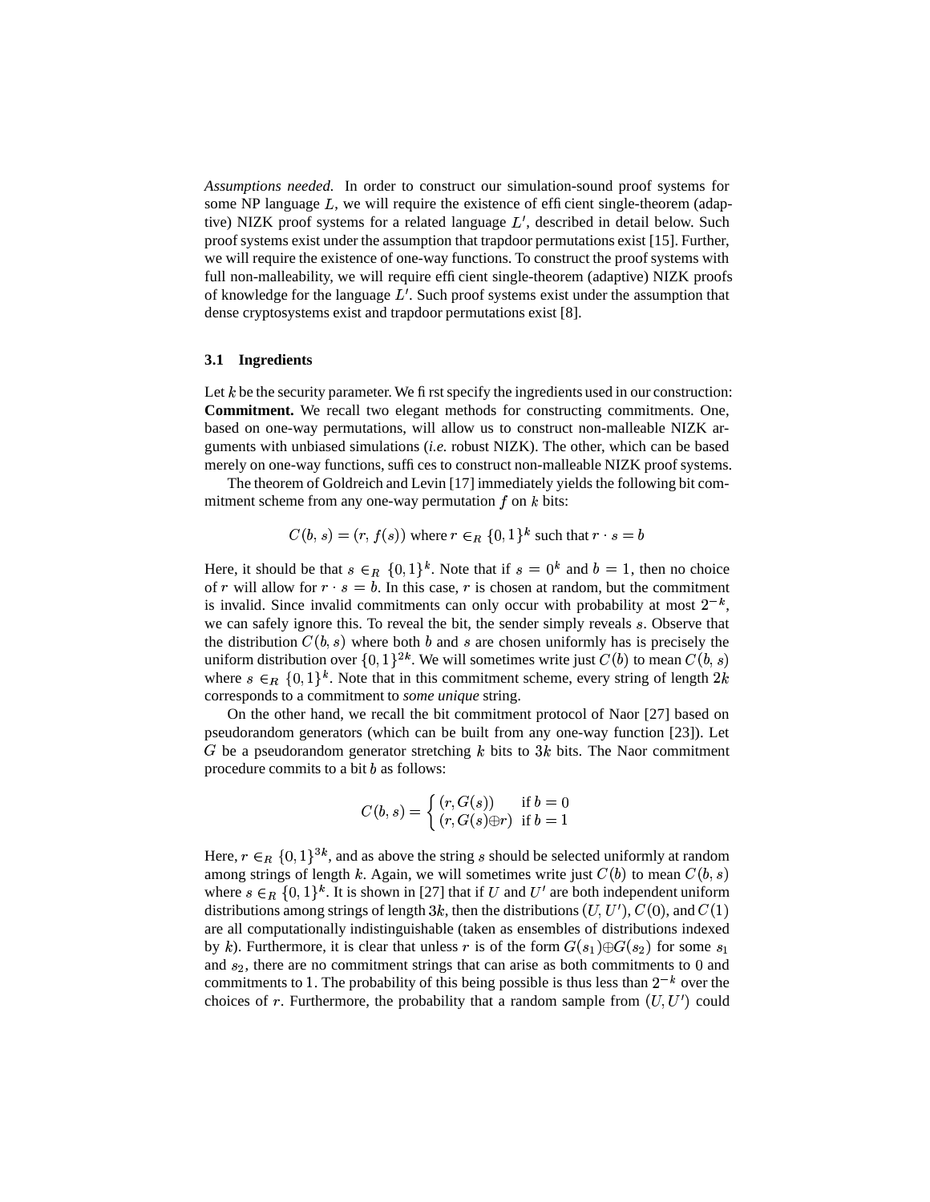*Assumptions needed.* In order to construct our simulation-sound proof systems for some NP language $L$, we will require the existence of efficient single-theorem (adaptive) NIZK proof systems for a related language $L'$, described in detail below. Such proof systems exist under the assumption that trapdoor permutations exist [15]. Further, we will require the existence of one-way functions. To construct the proof systems with full non-malleability, we will require efficient single-theorem (adaptive) NIZK proofs of knowledge for the language $L'$. Such proof systems exist under the assumption that dense cryptosystems exist and trapdoor permutations exist [8].

### 3.1 Ingredients

Let $k$ be the security parameter. We first specify the ingredients used in our construction:
**Commitment.** We recall two elegant methods for constructing commitments. One, based on one-way permutations, will allow us to construct non-malleable NIZK arguments with unbiased simulations (*i.e.* robust NIZK). The other, which can be based merely on one-way functions, suffices to construct non-malleable NIZK proof systems.

The theorem of Goldreich and Levin [17] immediately yields the following bit commitment scheme from any one-way permutation $f$ on $k$ bits:

$$C(b, s) = (r, f(s)) \text{ where } r \in_R \{0,1\}^k \text{ such that } r \cdot s = b$$

Here, it should be that $s \in_R \{0,1\}^k$. Note that if $s = 0^k$ and $b = 1$, then no choice of $r$ will allow for $r \cdot s = b$. In this case, $r$ is chosen at random, but the commitment is invalid. Since invalid commitments can only occur with probability at most $2^{-k}$, we can safely ignore this. To reveal the bit, the sender simply reveals $s$. Observe that the distribution $C(b, s)$ where both $b$ and $s$ are chosen uniformly has is precisely the uniform distribution over $\{0,1\}^{2k}$. We will sometimes write just $C(b)$ to mean $C(b, s)$ where $s \in_R \{0,1\}^k$. Note that in this commitment scheme, every string of length $2k$ corresponds to a commitment to *some unique* string.

On the other hand, we recall the bit commitment protocol of Naor [27] based on pseudorandom generators (which can be built from any one-way function [23]). Let $G$ be a pseudorandom generator stretching $k$ bits to $3k$ bits. The Naor commitment procedure commits to a bit $b$ as follows:

$$C(b, s) = \begin{cases} (r, G(s)) & \text{if } b = 0 \\ (r, G(s) \oplus r) & \text{if } b = 1 \end{cases}$$

Here, $r \in_R \{0,1\}^{3k}$, and as above the string $s$ should be selected uniformly at random among strings of length $k$. Again, we will sometimes write just $C(b)$ to mean $C(b, s)$ where $s \in_R \{0,1\}^k$. It is shown in [27] that if $U$ and $U'$ are both independent uniform distributions among strings of length $3k$, then the distributions $(U, U')$, $C(0)$, and $C(1)$ are all computationally indistinguishable (taken as ensembles of distributions indexed by $k$). Furthermore, it is clear that unless $r$ is of the form $G(s_1) \oplus G(s_2)$ for some $s_1$ and $s_2$, there are no commitment strings that can arise as both commitments to $0$ and commitments to $1$. The probability of this being possible is thus less than $2^{-k}$ over the choices of $r$. Furthermore, the probability that a random sample from $(U, U')$ could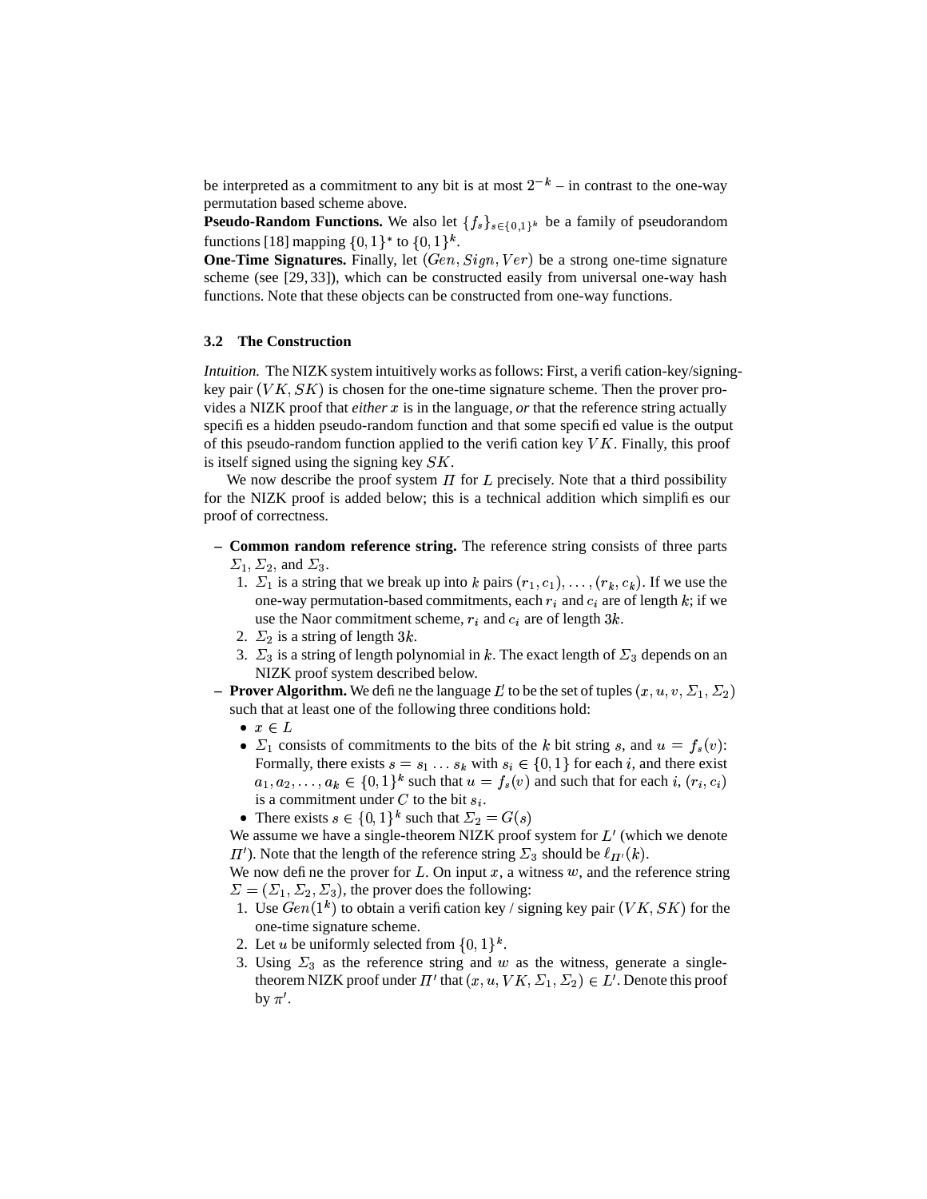be interpreted as a commitment to any bit is at most $2^{-k}$ – in contrast to the one-way permutation based scheme above.

**Pseudo-Random Functions.** We also let $\{f_s\}_{s\in\{0,1\}^k}$ be a family of pseudorandom functions [18] mapping $\{0,1\}^*$ to $\{0,1\}^k$.

**One-Time Signatures.** Finally, let $(Gen, Sign, Ver)$ be a strong one-time signature scheme (see [29, 33]), which can be constructed easily from universal one-way hash functions. Note that these objects can be constructed from one-way functions.

### 3.2 The Construction

*Intuition.* The NIZK system intuitively works as follows: First, a verification-key/signing-key pair $(VK, SK)$ is chosen for the one-time signature scheme. Then the prover provides a NIZK proof that *either* $x$ is in the language, *or* that the reference string actually specifies a hidden pseudo-random function and that some specified value is the output of this pseudo-random function applied to the verification key $VK$. Finally, this proof is itself signed using the signing key $SK$.

We now describe the proof system $\Pi$ for $L$ precisely. Note that a third possibility for the NIZK proof is added below; this is a technical addition which simplifies our proof of correctness.

- **Common random reference string.** The reference string consists of three parts $\Sigma_1$, $\Sigma_2$, and $\Sigma_3$.
  1. $\Sigma_1$ is a string that we break up into $k$ pairs $(r_1, c_1), \ldots, (r_k, c_k)$. If we use the one-way permutation-based commitments, each $r_i$ and $c_i$ are of length $k$; if we use the Naor commitment scheme, $r_i$ and $c_i$ are of length $3k$.
  2. $\Sigma_2$ is a string of length $3k$.
  3. $\Sigma_3$ is a string of length polynomial in $k$. The exact length of $\Sigma_3$ depends on an NIZK proof system described below.
- **Prover Algorithm.** We define the language $L'$ to be the set of tuples $(x, u, v, \Sigma_1, \Sigma_2)$ such that at least one of the following three conditions hold:
  - $x \in L$
  - $\Sigma_1$ consists of commitments to the bits of the $k$ bit string $s$, and $u = f_s(v)$: Formally, there exists $s = s_1 \ldots s_k$ with $s_i \in \{0,1\}$ for each $i$, and there exist $a_1, a_2, \ldots, a_k \in \{0,1\}^k$ such that $u = f_s(v)$ and such that for each $i$, $(r_i, c_i)$ is a commitment under $C$ to the bit $s_i$.
  - There exists $s \in \{0,1\}^k$ such that $\Sigma_2 = G(s)$

  We assume we have a single-theorem NIZK proof system for $L'$ (which we denote $\Pi'$). Note that the length of the reference string $\Sigma_3$ should be $\ell_{\Pi'}(k)$.

  We now define the prover for $L$. On input $x$, a witness $w$, and the reference string $\Sigma = (\Sigma_1, \Sigma_2, \Sigma_3)$, the prover does the following:
  1. Use $Gen(1^k)$ to obtain a verification key / signing key pair $(VK, SK)$ for the one-time signature scheme.
  2. Let $u$ be uniformly selected from $\{0,1\}^k$.
  3. Using $\Sigma_3$ as the reference string and $w$ as the witness, generate a single-theorem NIZK proof under $\Pi'$ that $(x, u, VK, \Sigma_1, \Sigma_2) \in L'$. Denote this proof by $\pi'$.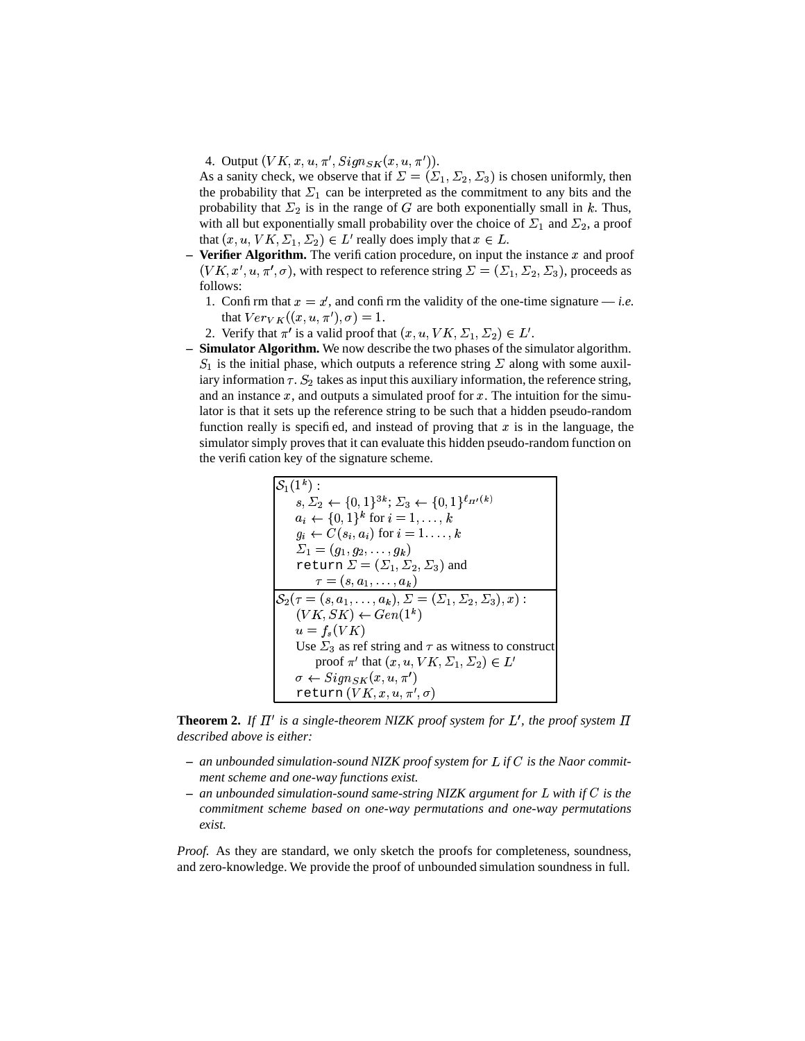4. Output $(VK, x, u, \pi', Sign_{SK}(x, u, \pi'))$.

As a sanity check, we observe that if $\Sigma = (\Sigma_1, \Sigma_2, \Sigma_3)$ is chosen uniformly, then the probability that $\Sigma_1$ can be interpreted as the commitment to any bits and the probability that $\Sigma_2$ is in the range of $G$ are both exponentially small in $k$. Thus, with all but exponentially small probability over the choice of $\Sigma_1$ and $\Sigma_2$, a proof that $(x, u, VK, \Sigma_1, \Sigma_2) \in L'$ really does imply that $x \in L$.

– **Verifier Algorithm.** The verification procedure, on input the instance $x$ and proof $(VK, x', u, \pi', \sigma)$, with respect to reference string $\Sigma = (\Sigma_1, \Sigma_2, \Sigma_3)$, proceeds as follows:
  1. Confirm that $x = x'$, and confirm the validity of the one-time signature — *i.e.* that $Ver_{VK}((x, u, \pi'), \sigma) = 1$.
  2. Verify that $\pi'$ is a valid proof that $(x, u, VK, \Sigma_1, \Sigma_2) \in L'$.

– **Simulator Algorithm.** We now describe the two phases of the simulator algorithm. $S_1$ is the initial phase, which outputs a reference string $\Sigma$ along with some auxiliary information $\tau$. $S_2$ takes as input this auxiliary information, the reference string, and an instance $x$, and outputs a simulated proof for $x$. The intuition for the simulator is that it sets up the reference string to be such that a hidden pseudo-random function really is specified, and instead of proving that $x$ is in the language, the simulator simply proves that it can evaluate this hidden pseudo-random function on the verification key of the signature scheme.

|  |
|---|
| $\mathcal{S}_1(1^k)$ :<br>$s, \Sigma_2 \leftarrow \{0,1\}^{3k}$; $\Sigma_3 \leftarrow \{0,1\}^{\ell_{\Pi'}(k)}$<br>$a_i \leftarrow \{0,1\}^k$ for $i = 1, \ldots, k$<br>$g_i \leftarrow C(s_i, a_i)$ for $i = 1 \ldots, k$<br>$\Sigma_1 = (g_1, g_2, \ldots, g_k)$<br>`return` $\Sigma = (\Sigma_1, \Sigma_2, \Sigma_3)$ and<br>$\tau = (s, a_1, \ldots, a_k)$ |
| $\mathcal{S}_2(\tau = (s, a_1, \ldots, a_k), \Sigma = (\Sigma_1, \Sigma_2, \Sigma_3), x)$ :<br>$(VK, SK) \leftarrow Gen(1^k)$<br>$u = f_s(VK)$<br>Use $\Sigma_3$ as ref string and $\tau$ as witness to construct proof $\pi'$ that $(x, u, VK, \Sigma_1, \Sigma_2) \in L'$<br>$\sigma \leftarrow Sign_{SK}(x, u, \pi')$<br>`return` $(VK, x, u, \pi', \sigma)$ |

**Theorem 2.** *If $\Pi'$ is a single-theorem NIZK proof system for $L'$, the proof system $\Pi$ described above is either:*

– *an unbounded simulation-sound NIZK proof system for $L$ if $C$ is the Naor commitment scheme and one-way functions exist.*

– *an unbounded simulation-sound same-string NIZK argument for $L$ with if $C$ is the commitment scheme based on one-way permutations and one-way permutations exist.*

*Proof.* As they are standard, we only sketch the proofs for completeness, soundness, and zero-knowledge. We provide the proof of unbounded simulation soundness in full.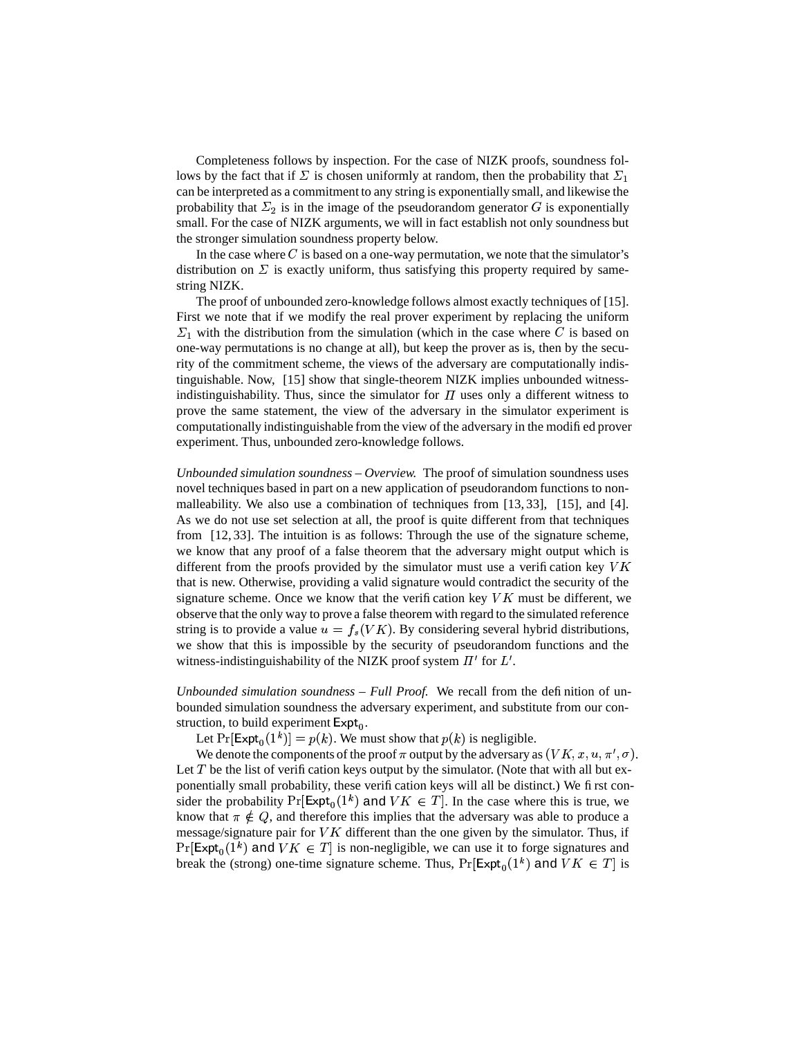Completeness follows by inspection. For the case of NIZK proofs, soundness follows by the fact that if $\Sigma$ is chosen uniformly at random, then the probability that $\Sigma_1$ can be interpreted as a commitment to any string is exponentially small, and likewise the probability that $\Sigma_2$ is in the image of the pseudorandom generator $G$ is exponentially small. For the case of NIZK arguments, we will in fact establish not only soundness but the stronger simulation soundness property below.

In the case where $C$ is based on a one-way permutation, we note that the simulator's distribution on $\Sigma$ is exactly uniform, thus satisfying this property required by same-string NIZK.

The proof of unbounded zero-knowledge follows almost exactly techniques of [15]. First we note that if we modify the real prover experiment by replacing the uniform $\Sigma_1$ with the distribution from the simulation (which in the case where $C$ is based on one-way permutations is no change at all), but keep the prover as is, then by the security of the commitment scheme, the views of the adversary are computationally indistinguishable. Now, [15] show that single-theorem NIZK implies unbounded witness-indistinguishability. Thus, since the simulator for $\Pi$ uses only a different witness to prove the same statement, the view of the adversary in the simulator experiment is computationally indistinguishable from the view of the adversary in the modified prover experiment. Thus, unbounded zero-knowledge follows.

*Unbounded simulation soundness – Overview.* The proof of simulation soundness uses novel techniques based in part on a new application of pseudorandom functions to non-malleability. We also use a combination of techniques from [13, 33], [15], and [4]. As we do not use set selection at all, the proof is quite different from that techniques from [12, 33]. The intuition is as follows: Through the use of the signature scheme, we know that any proof of a false theorem that the adversary might output which is different from the proofs provided by the simulator must use a verification key $VK$ that is new. Otherwise, providing a valid signature would contradict the security of the signature scheme. Once we know that the verification key $VK$ must be different, we observe that the only way to prove a false theorem with regard to the simulated reference string is to provide a value $u = f_s(VK)$. By considering several hybrid distributions, we show that this is impossible by the security of pseudorandom functions and the witness-indistinguishability of the NIZK proof system $\Pi'$ for $L'$.

*Unbounded simulation soundness – Full Proof.* We recall from the definition of unbounded simulation soundness the adversary experiment, and substitute from our construction, to build experiment $\mathsf{Expt}_0$.

Let $\Pr[\mathsf{Expt}_0(1^k)] = p(k)$. We must show that $p(k)$ is negligible.

We denote the components of the proof $\pi$ output by the adversary as $(VK, x, u, \pi', \sigma)$. Let $T$ be the list of verification keys output by the simulator. (Note that with all but exponentially small probability, these verification keys will all be distinct.) We first consider the probability $\Pr[\mathsf{Expt}_0(1^k)$ and $VK \in T]$. In the case where this is true, we know that $\pi \notin Q$, and therefore this implies that the adversary was able to produce a message/signature pair for $VK$ different than the one given by the simulator. Thus, if $\Pr[\mathsf{Expt}_0(1^k)$ and $VK \in T]$ is non-negligible, we can use it to forge signatures and break the (strong) one-time signature scheme. Thus, $\Pr[\mathsf{Expt}_0(1^k)$ and $VK \in T]$ is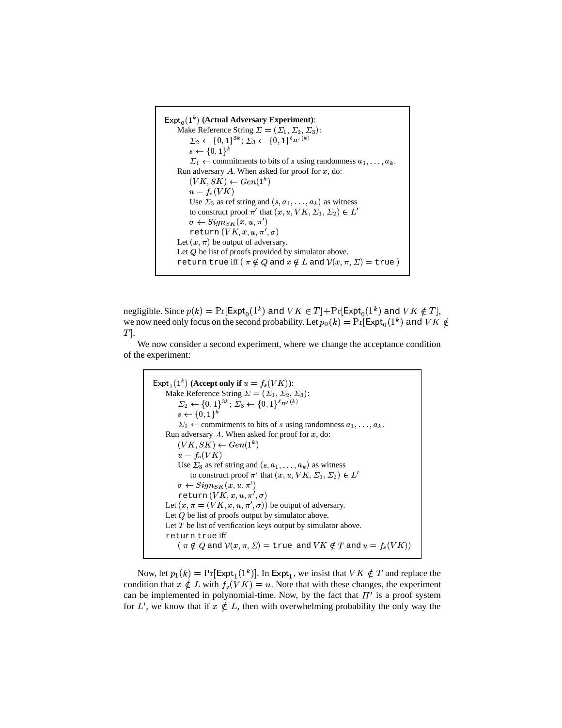```
Expt_0(1^k) (Actual Adversary Experiment):
    Make Reference String Σ = (Σ_1, Σ_2, Σ_3):
        Σ_2 ← {0,1}^{3k}; Σ_3 ← {0,1}^{ℓ_Π'(k)}
        s ← {0,1}^k
        Σ_1 ← commitments to bits of s using randomness a_1, ..., a_k.
    Run adversary A. When asked for proof for x, do:
        (VK, SK) ← Gen(1^k)
        u = f_s(VK)
        Use Σ_3 as ref string and (s, a_1, ..., a_k) as witness
        to construct proof π' that (x, u, VK, Σ_1, Σ_2) ∈ L'
        σ ← Sign_SK(x, u, π')
        return (VK, x, u, π', σ)
    Let (x, π) be output of adversary.
    Let Q be list of proofs provided by simulator above.
    return true iff ( π ∉ Q and x ∉ L and V(x, π, Σ) = true )
```

negligible. Since $p(k) = \Pr[\mathsf{Expt}_0(1^k) \text{ and } VK \in T] + \Pr[\mathsf{Expt}_0(1^k) \text{ and } VK \notin T]$, we now need only focus on the second probability. Let $p_0(k) = \Pr[\mathsf{Expt}_0(1^k) \text{ and } VK \notin T]$.

We now consider a second experiment, where we change the acceptance condition of the experiment:

```
Expt_1(1^k) (Accept only if u = f_s(VK)):
    Make Reference String Σ = (Σ_1, Σ_2, Σ_3):
        Σ_2 ← {0,1}^{3k}; Σ_3 ← {0,1}^{ℓ_Π'(k)}
        s ← {0,1}^k
        Σ_1 ← commitments to bits of s using randomness a_1, ..., a_k.
    Run adversary A. When asked for proof for x, do:
        (VK, SK) ← Gen(1^k)
        u = f_s(VK)
        Use Σ_3 as ref string and (s, a_1, ..., a_k) as witness
            to construct proof π' that (x, u, VK, Σ_1, Σ_2) ∈ L'
        σ ← Sign_SK(x, u, π')
        return (VK, x, u, π', σ)
    Let (x, π = (VK, x, u, π', σ)) be output of adversary.
    Let Q be list of proofs output by simulator above.
    Let T be list of verification keys output by simulator above.
    return true iff
        ( π ∉ Q and V(x, π, Σ) = true and VK ∉ T and u = f_s(VK))
```

Now, let $p_1(k) = \Pr[\mathsf{Expt}_1(1^k)]$. In $\mathsf{Expt}_1$, we insist that $VK \notin T$ and replace the condition that $x \notin L$ with $f_s(VK) = u$. Note that with these changes, the experiment can be implemented in polynomial-time. Now, by the fact that $\Pi'$ is a proof system for $L'$, we know that if $x \notin L$, then with overwhelming probability the only way the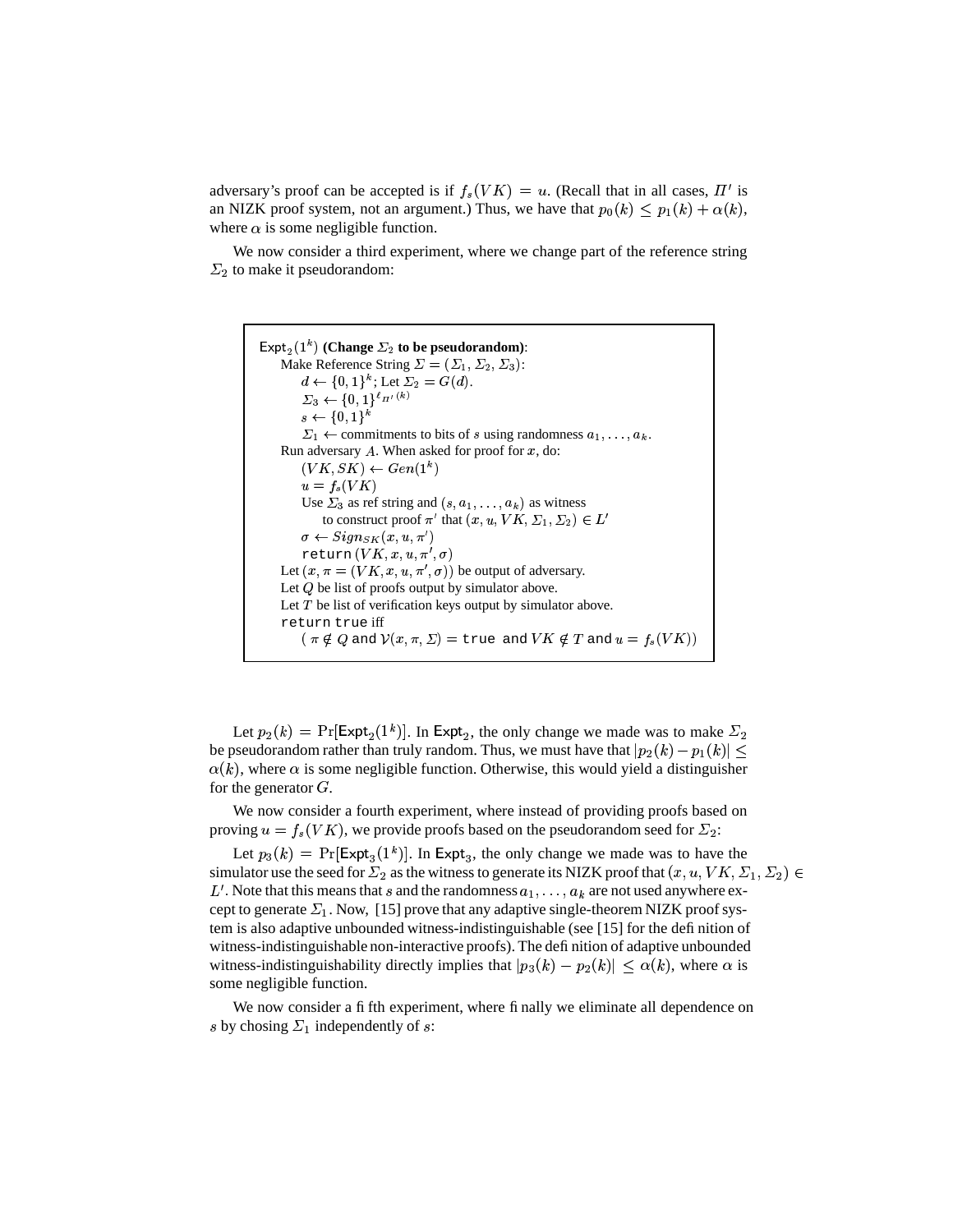adversary's proof can be accepted is if $f_s(VK) = u$. (Recall that in all cases, $\Pi'$ is an NIZK proof system, not an argument.) Thus, we have that $p_0(k) \leq p_1(k) + \alpha(k)$, where $\alpha$ is some negligible function.

We now consider a third experiment, where we change part of the reference string $\Sigma_2$ to make it pseudorandom:

> $\mathsf{Expt}_2(1^k)$ **(Change $\Sigma_2$ to be pseudorandom)**:
> Make Reference String $\Sigma = (\Sigma_1, \Sigma_2, \Sigma_3)$:
> $d \leftarrow \{0,1\}^k$; Let $\Sigma_2 = G(d)$.
> $\Sigma_3 \leftarrow \{0,1\}^{\ell_{\Pi'}(k)}$
> $s \leftarrow \{0,1\}^k$
> $\Sigma_1 \leftarrow$ commitments to bits of $s$ using randomness $a_1, \ldots, a_k$.
> Run adversary $A$. When asked for proof for $x$, do:
> $(VK, SK) \leftarrow Gen(1^k)$
> $u = f_s(VK)$
> Use $\Sigma_3$ as ref string and $(s, a_1, \ldots, a_k)$ as witness
> to construct proof $\pi'$ that $(x, u, VK, \Sigma_1, \Sigma_2) \in L'$
> $\sigma \leftarrow Sign_{SK}(x, u, \pi')$
> `return` $(VK, x, u, \pi', \sigma)$
> Let $(x, \pi = (VK, x, u, \pi', \sigma))$ be output of adversary.
> Let $Q$ be list of proofs output by simulator above.
> Let $T$ be list of verification keys output by simulator above.
> `return true` iff
> ( $\pi \notin Q$ and $\mathcal{V}(x, \pi, \Sigma) =$ `true` and $VK \notin T$ and $u = f_s(VK)$)

Let $p_2(k) = \Pr[\mathsf{Expt}_2(1^k)]$. In $\mathsf{Expt}_2$, the only change we made was to make $\Sigma_2$ be pseudorandom rather than truly random. Thus, we must have that $|p_2(k) - p_1(k)| \leq \alpha(k)$, where $\alpha$ is some negligible function. Otherwise, this would yield a distinguisher for the generator $G$.

We now consider a fourth experiment, where instead of providing proofs based on proving $u = f_s(VK)$, we provide proofs based on the pseudorandom seed for $\Sigma_2$:

Let $p_3(k) = \Pr[\mathsf{Expt}_3(1^k)]$. In $\mathsf{Expt}_3$, the only change we made was to have the simulator use the seed for $\Sigma_2$ as the witness to generate its NIZK proof that $(x, u, VK, \Sigma_1, \Sigma_2) \in L'$. Note that this means that $s$ and the randomness $a_1, \ldots, a_k$ are not used anywhere except to generate $\Sigma_1$. Now, [15] prove that any adaptive single-theorem NIZK proof system is also adaptive unbounded witness-indistinguishable (see [15] for the definition of witness-indistinguishable non-interactive proofs). The definition of adaptive unbounded witness-indistinguishability directly implies that $|p_3(k) - p_2(k)| \leq \alpha(k)$, where $\alpha$ is some negligible function.

We now consider a fifth experiment, where finally we eliminate all dependence on $s$ by chosing $\Sigma_1$ independently of $s$: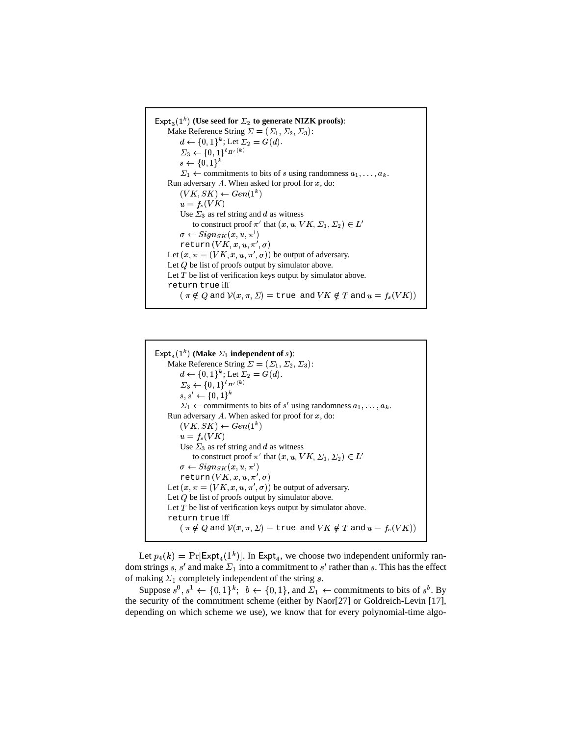```
Expt_3(1^k) (Use seed for Σ_2 to generate NIZK proofs):
    Make Reference String Σ = (Σ_1, Σ_2, Σ_3):
        d ← {0,1}^k; Let Σ_2 = G(d).
        Σ_3 ← {0,1}^{ℓ_Π'(k)}
        s ← {0,1}^k
        Σ_1 ← commitments to bits of s using randomness a_1, ..., a_k.
    Run adversary A. When asked for proof for x, do:
        (VK, SK) ← Gen(1^k)
        u = f_s(VK)
        Use Σ_3 as ref string and d as witness
            to construct proof π' that (x, u, VK, Σ_1, Σ_2) ∈ L'
        σ ← Sign_SK(x, u, π')
        return (VK, x, u, π', σ)
    Let (x, π = (VK, x, u, π', σ)) be output of adversary.
    Let Q be list of proofs output by simulator above.
    Let T be list of verification keys output by simulator above.
    return true iff
        ( π ∉ Q and V(x, π, Σ) = true and VK ∉ T and u = f_s(VK))
```

```
Expt_4(1^k) (Make Σ_1 independent of s):
    Make Reference String Σ = (Σ_1, Σ_2, Σ_3):
        d ← {0,1}^k; Let Σ_2 = G(d).
        Σ_3 ← {0,1}^{ℓ_Π'(k)}
        s, s' ← {0,1}^k
        Σ_1 ← commitments to bits of s' using randomness a_1, ..., a_k.
    Run adversary A. When asked for proof for x, do:
        (VK, SK) ← Gen(1^k)
        u = f_s(VK)
        Use Σ_3 as ref string and d as witness
            to construct proof π' that (x, u, VK, Σ_1, Σ_2) ∈ L'
        σ ← Sign_SK(x, u, π')
        return (VK, x, u, π', σ)
    Let (x, π = (VK, x, u, π', σ)) be output of adversary.
    Let Q be list of proofs output by simulator above.
    Let T be list of verification keys output by simulator above.
    return true iff
        ( π ∉ Q and V(x, π, Σ) = true and VK ∉ T and u = f_s(VK))
```

Let $p_4(k) = \Pr[\mathsf{Expt}_4(1^k)]$. In $\mathsf{Expt}_4$, we choose two independent uniformly random strings $s$, $s'$ and make $\Sigma_1$ into a commitment to $s'$ rather than $s$. This has the effect of making $\Sigma_1$ completely independent of the string $s$.

Suppose $s^0, s^1 \leftarrow \{0,1\}^k$; $b \leftarrow \{0,1\}$, and $\Sigma_1 \leftarrow$ commitments to bits of $s^b$. By the security of the commitment scheme (either by Naor[27] or Goldreich-Levin [17], depending on which scheme we use), we know that for every polynomial-time algo-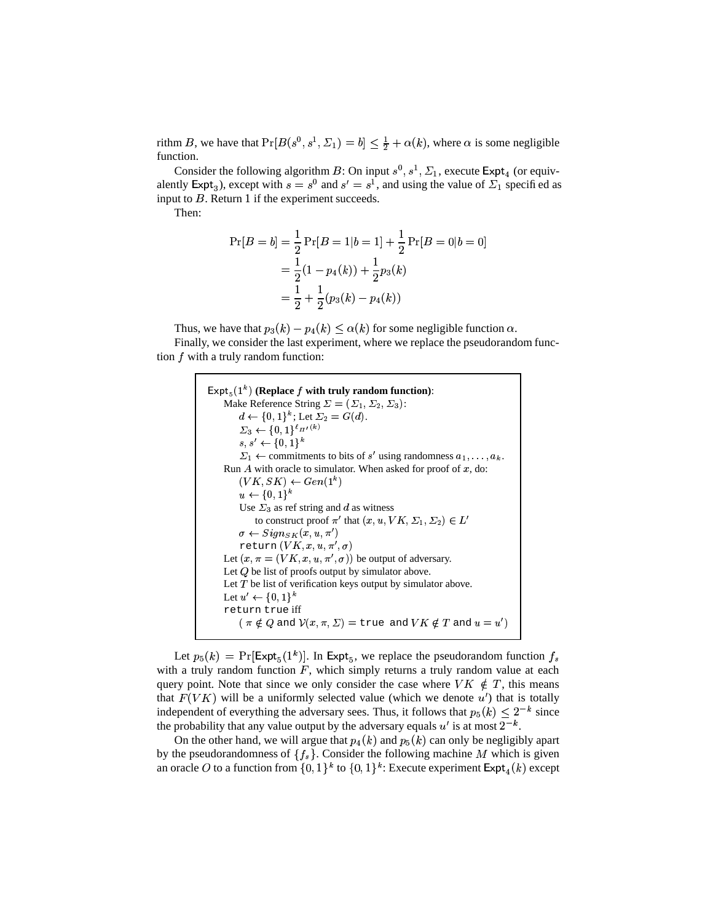rithm $B$, we have that $\Pr[B(s^0, s^1, \Sigma_1) = b] \leq \frac{1}{2} + \alpha(k)$, where $\alpha$ is some negligible function.

Consider the following algorithm $B$: On input $s^0, s^1, \Sigma_1$, execute $\mathsf{Expt}_4$ (or equivalently $\mathsf{Expt}_3$), except with $s = s^0$ and $s' = s^1$, and using the value of $\Sigma_1$ specified as input to $B$. Return 1 if the experiment succeeds.

Then:

$$\begin{aligned}
\Pr[B = b] &= \frac{1}{2}\Pr[B = 1 | b = 1] + \frac{1}{2}\Pr[B = 0 | b = 0] \\
&= \frac{1}{2}(1 - p_4(k)) + \frac{1}{2}p_3(k) \\
&= \frac{1}{2} + \frac{1}{2}(p_3(k) - p_4(k))
\end{aligned}$$

Thus, we have that $p_3(k) - p_4(k) \leq \alpha(k)$ for some negligible function $\alpha$.

Finally, we consider the last experiment, where we replace the pseudorandom function $f$ with a truly random function:

> $\mathsf{Expt}_5(1^k)$ **(Replace $f$ with truly random function)**:
> Make Reference String $\Sigma = (\Sigma_1, \Sigma_2, \Sigma_3)$:
> $d \leftarrow \{0,1\}^k$; Let $\Sigma_2 = G(d)$.
> $\Sigma_3 \leftarrow \{0,1\}^{\ell_{\Pi'}(k)}$
> $s, s' \leftarrow \{0,1\}^k$
> $\Sigma_1 \leftarrow$ commitments to bits of $s'$ using randomness $a_1, \ldots, a_k$.
> Run $A$ with oracle to simulator. When asked for proof of $x$, do:
> $(VK, SK) \leftarrow Gen(1^k)$
> $u \leftarrow \{0,1\}^k$
> Use $\Sigma_3$ as ref string and $d$ as witness
> to construct proof $\pi'$ that $(x, u, VK, \Sigma_1, \Sigma_2) \in L'$
> $\sigma \leftarrow Sign_{SK}(x, u, \pi')$
> `return` $(VK, x, u, \pi', \sigma)$
> Let $(x, \pi = (VK, x, u, \pi', \sigma))$ be output of adversary.
> Let $Q$ be list of proofs output by simulator above.
> Let $T$ be list of verification keys output by simulator above.
> Let $u' \leftarrow \{0,1\}^k$
> `return true` iff
> $(\pi \notin Q$ `and` $\mathcal{V}(x, \pi, \Sigma) =$ `true` `and` $VK \notin T$ `and` $u = u')$

Let $p_5(k) = \Pr[\mathsf{Expt}_5(1^k)]$. In $\mathsf{Expt}_5$, we replace the pseudorandom function $f_s$ with a truly random function $F$, which simply returns a truly random value at each query point. Note that since we only consider the case where $VK \notin T$, this means that $F(VK)$ will be a uniformly selected value (which we denote $u'$) that is totally independent of everything the adversary sees. Thus, it follows that $p_5(k) \leq 2^{-k}$ since the probability that any value output by the adversary equals $u'$ is at most $2^{-k}$.

On the other hand, we will argue that $p_4(k)$ and $p_5(k)$ can only be negligibly apart by the pseudorandomness of $\{f_s\}$. Consider the following machine $M$ which is given an oracle $O$ to a function from $\{0,1\}^k$ to $\{0,1\}^k$: Execute experiment $\mathsf{Expt}_4(k)$ except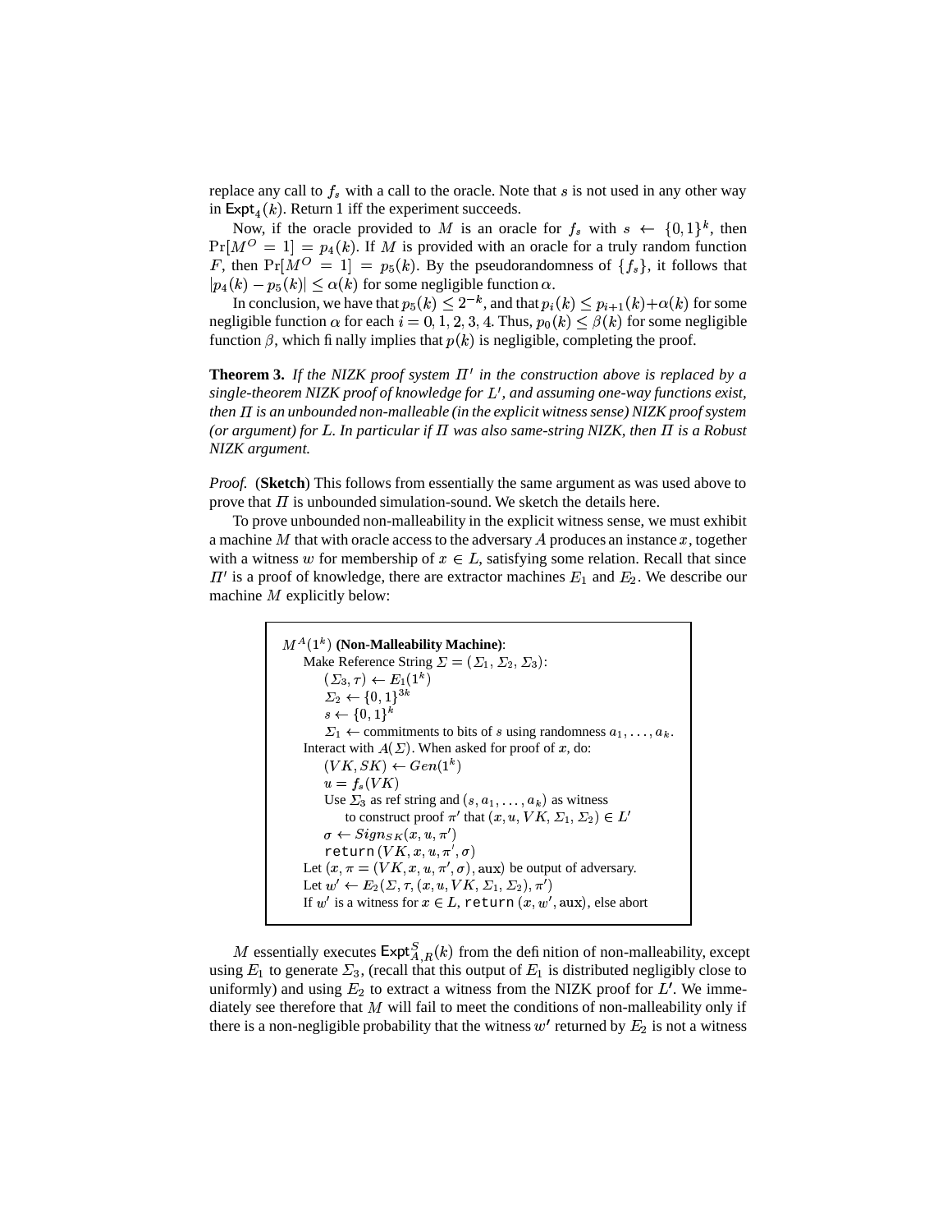replace any call to $f_s$ with a call to the oracle. Note that $s$ is not used in any other way in $\mathsf{Expt}_4(k)$. Return 1 iff the experiment succeeds.

Now, if the oracle provided to $M$ is an oracle for $f_s$ with $s \leftarrow \{0,1\}^k$, then $\Pr[M^O = 1] = p_4(k)$. If $M$ is provided with an oracle for a truly random function $F$, then $\Pr[M^O = 1] = p_5(k)$. By the pseudorandomness of $\{f_s\}$, it follows that $|p_4(k) - p_5(k)| \leq \alpha(k)$ for some negligible function $\alpha$.

In conclusion, we have that $p_5(k) \leq 2^{-k}$, and that $p_i(k) \leq p_{i+1}(k) + \alpha(k)$ for some negligible function $\alpha$ for each $i = 0, 1, 2, 3, 4$. Thus, $p_0(k) \leq \beta(k)$ for some negligible function $\beta$, which finally implies that $p(k)$ is negligible, completing the proof.

**Theorem 3.** *If the NIZK proof system $\Pi'$ in the construction above is replaced by a single-theorem NIZK proof of knowledge for $L'$, and assuming one-way functions exist, then $\Pi$ is an unbounded non-malleable (in the explicit witness sense) NIZK proof system (or argument) for $L$. In particular if $\Pi$ was also same-string NIZK, then $\Pi$ is a Robust NIZK argument.*

*Proof.* (**Sketch**) This follows from essentially the same argument as was used above to prove that $\Pi$ is unbounded simulation-sound. We sketch the details here.

To prove unbounded non-malleability in the explicit witness sense, we must exhibit a machine $M$ that with oracle access to the adversary $A$ produces an instance $x$, together with a witness $w$ for membership of $x \in L$, satisfying some relation. Recall that since $\Pi'$ is a proof of knowledge, there are extractor machines $E_1$ and $E_2$. We describe our machine $M$ explicitly below:

> $M^A(1^k)$ **(Non-Malleability Machine)**:
> Make Reference String $\Sigma = (\Sigma_1, \Sigma_2, \Sigma_3)$:
> $(\Sigma_3, \tau) \leftarrow E_1(1^k)$
> $\Sigma_2 \leftarrow \{0,1\}^{3k}$
> $s \leftarrow \{0,1\}^k$
> $\Sigma_1 \leftarrow$ commitments to bits of $s$ using randomness $a_1, \ldots, a_k$.
> Interact with $A(\Sigma)$. When asked for proof of $x$, do:
> $(VK, SK) \leftarrow Gen(1^k)$
> $u = f_s(VK)$
> Use $\Sigma_3$ as ref string and $(s, a_1, \ldots, a_k)$ as witness
> to construct proof $\pi'$ that $(x, u, VK, \Sigma_1, \Sigma_2) \in L'$
> $\sigma \leftarrow Sign_{SK}(x, u, \pi')$
> $\mathtt{return}\,(VK, x, u, \pi', \sigma)$
> Let $(x, \pi = (VK, x, u, \pi', \sigma), \mathrm{aux})$ be output of adversary.
> Let $w' \leftarrow E_2(\Sigma, \tau, (x, u, VK, \Sigma_1, \Sigma_2), \pi')$
> If $w'$ is a witness for $x \in L$, $\mathtt{return}\,(x, w', \mathrm{aux})$, else abort

$M$ essentially executes $\mathsf{Expt}^S_{A,R}(k)$ from the definition of non-malleability, except using $E_1$ to generate $\Sigma_3$, (recall that this output of $E_1$ is distributed negligibly close to uniformly) and using $E_2$ to extract a witness from the NIZK proof for $L'$. We immediately see therefore that $M$ will fail to meet the conditions of non-malleability only if there is a non-negligible probability that the witness $w'$ returned by $E_2$ is not a witness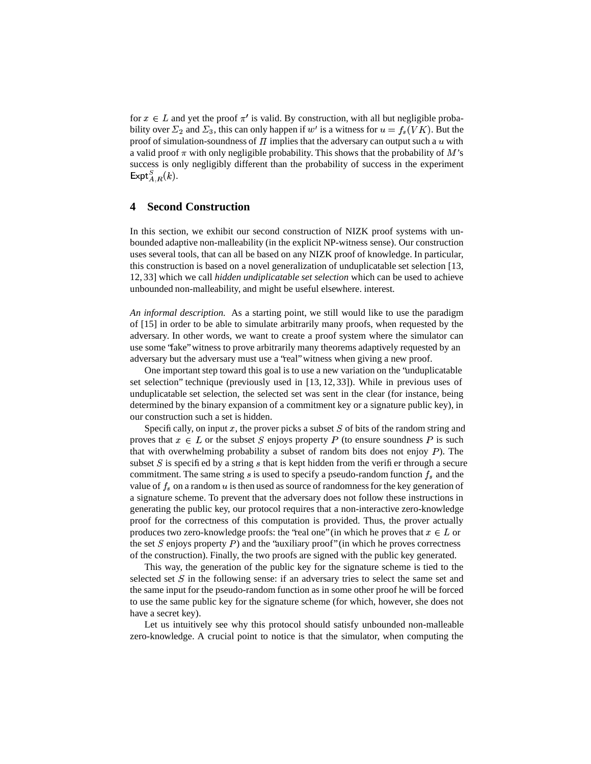for $x \in L$ and yet the proof $\pi'$ is valid. By construction, with all but negligible probability over $\Sigma_2$ and $\Sigma_3$, this can only happen if $w'$ is a witness for $u = f_s(VK)$. But the proof of simulation-soundness of $\Pi$ implies that the adversary can output such a $u$ with a valid proof $\pi$ with only negligible probability. This shows that the probability of $M$'s success is only negligibly different than the probability of success in the experiment $\mathsf{Expt}^S_{A,R}(k)$.

## 4 Second Construction

In this section, we exhibit our second construction of NIZK proof systems with unbounded adaptive non-malleability (in the explicit NP-witness sense). Our construction uses several tools, that can all be based on any NIZK proof of knowledge. In particular, this construction is based on a novel generalization of unduplicatable set selection [13, 12, 33] which we call *hidden undiplicatable set selection* which can be used to achieve unbounded non-malleability, and might be useful elsewhere. interest.

*An informal description.* As a starting point, we still would like to use the paradigm of [15] in order to be able to simulate arbitrarily many proofs, when requested by the adversary. In other words, we want to create a proof system where the simulator can use some "fake" witness to prove arbitrarily many theorems adaptively requested by an adversary but the adversary must use a "real" witness when giving a new proof.

One important step toward this goal is to use a new variation on the "unduplicatable set selection" technique (previously used in [13, 12, 33]). While in previous uses of unduplicatable set selection, the selected set was sent in the clear (for instance, being determined by the binary expansion of a commitment key or a signature public key), in our construction such a set is hidden.

Specifically, on input $x$, the prover picks a subset $S$ of bits of the random string and proves that $x \in L$ or the subset $S$ enjoys property $P$ (to ensure soundness $P$ is such that with overwhelming probability a subset of random bits does not enjoy $P$). The subset $S$ is specified by a string $s$ that is kept hidden from the verifier through a secure commitment. The same string $s$ is used to specify a pseudo-random function $f_s$ and the value of $f_s$ on a random $u$ is then used as source of randomness for the key generation of a signature scheme. To prevent that the adversary does not follow these instructions in generating the public key, our protocol requires that a non-interactive zero-knowledge proof for the correctness of this computation is provided. Thus, the prover actually produces two zero-knowledge proofs: the "real one" (in which he proves that $x \in L$ or the set $S$ enjoys property $P$) and the "auxiliary proof" (in which he proves correctness of the construction). Finally, the two proofs are signed with the public key generated.

This way, the generation of the public key for the signature scheme is tied to the selected set $S$ in the following sense: if an adversary tries to select the same set and the same input for the pseudo-random function as in some other proof he will be forced to use the same public key for the signature scheme (for which, however, she does not have a secret key).

Let us intuitively see why this protocol should satisfy unbounded non-malleable zero-knowledge. A crucial point to notice is that the simulator, when computing the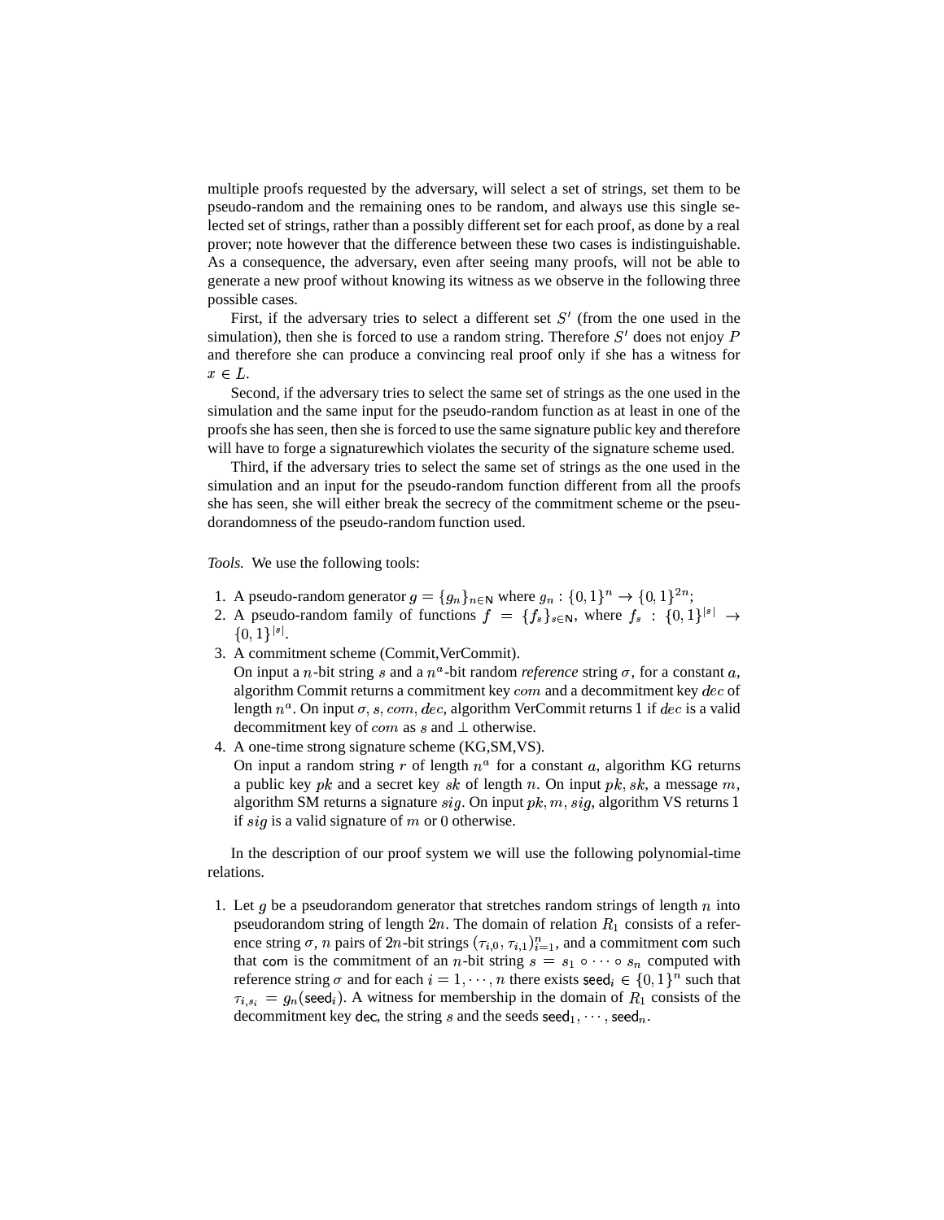multiple proofs requested by the adversary, will select a set of strings, set them to be pseudo-random and the remaining ones to be random, and always use this single selected set of strings, rather than a possibly different set for each proof, as done by a real prover; note however that the difference between these two cases is indistinguishable. As a consequence, the adversary, even after seeing many proofs, will not be able to generate a new proof without knowing its witness as we observe in the following three possible cases.

First, if the adversary tries to select a different set $S'$ (from the one used in the simulation), then she is forced to use a random string. Therefore $S'$ does not enjoy $P$ and therefore she can produce a convincing real proof only if she has a witness for $x \in L$.

Second, if the adversary tries to select the same set of strings as the one used in the simulation and the same input for the pseudo-random function as at least in one of the proofs she has seen, then she is forced to use the same signature public key and therefore will have to forge a signaturewhich violates the security of the signature scheme used.

Third, if the adversary tries to select the same set of strings as the one used in the simulation and an input for the pseudo-random function different from all the proofs she has seen, she will either break the secrecy of the commitment scheme or the pseudorandomness of the pseudo-random function used.

*Tools.* We use the following tools:

1. A pseudo-random generator $g = \{g_n\}_{n \in \mathbb{N}}$ where $g_n : \{0,1\}^n \rightarrow \{0,1\}^{2n}$;
2. A pseudo-random family of functions $f = \{f_s\}_{s \in \mathbb{N}}$, where $f_s : \{0,1\}^{|s|} \rightarrow \{0,1\}^{|s|}$.
3. A commitment scheme (Commit,VerCommit).
   On input a $n$-bit string $s$ and a $n^a$-bit random *reference* string $\sigma$, for a constant $a$, algorithm Commit returns a commitment key $com$ and a decommitment key $dec$ of length $n^a$. On input $\sigma, s, com, dec$, algorithm VerCommit returns 1 if $dec$ is a valid decommitment key of $com$ as $s$ and $\perp$ otherwise.
4. A one-time strong signature scheme (KG,SM,VS).
   On input a random string $r$ of length $n^a$ for a constant $a$, algorithm KG returns a public key $pk$ and a secret key $sk$ of length $n$. On input $pk, sk$, a message $m$, algorithm SM returns a signature $sig$. On input $pk, m, sig$, algorithm VS returns 1 if $sig$ is a valid signature of $m$ or 0 otherwise.

In the description of our proof system we will use the following polynomial-time relations.

1. Let $g$ be a pseudorandom generator that stretches random strings of length $n$ into pseudorandom string of length $2n$. The domain of relation $R_1$ consists of a reference string $\sigma$, $n$ pairs of $2n$-bit strings $(\tau_{i,0}, \tau_{i,1})_{i=1}^n$, and a commitment $\mathsf{com}$ such that $\mathsf{com}$ is the commitment of an $n$-bit string $s = s_1 \circ \cdots \circ s_n$ computed with reference string $\sigma$ and for each $i = 1, \cdots, n$ there exists $\mathsf{seed}_i \in \{0,1\}^n$ such that $\tau_{i,s_i} = g_n(\mathsf{seed}_i)$. A witness for membership in the domain of $R_1$ consists of the decommitment key $\mathsf{dec}$, the string $s$ and the seeds $\mathsf{seed}_1, \cdots, \mathsf{seed}_n$.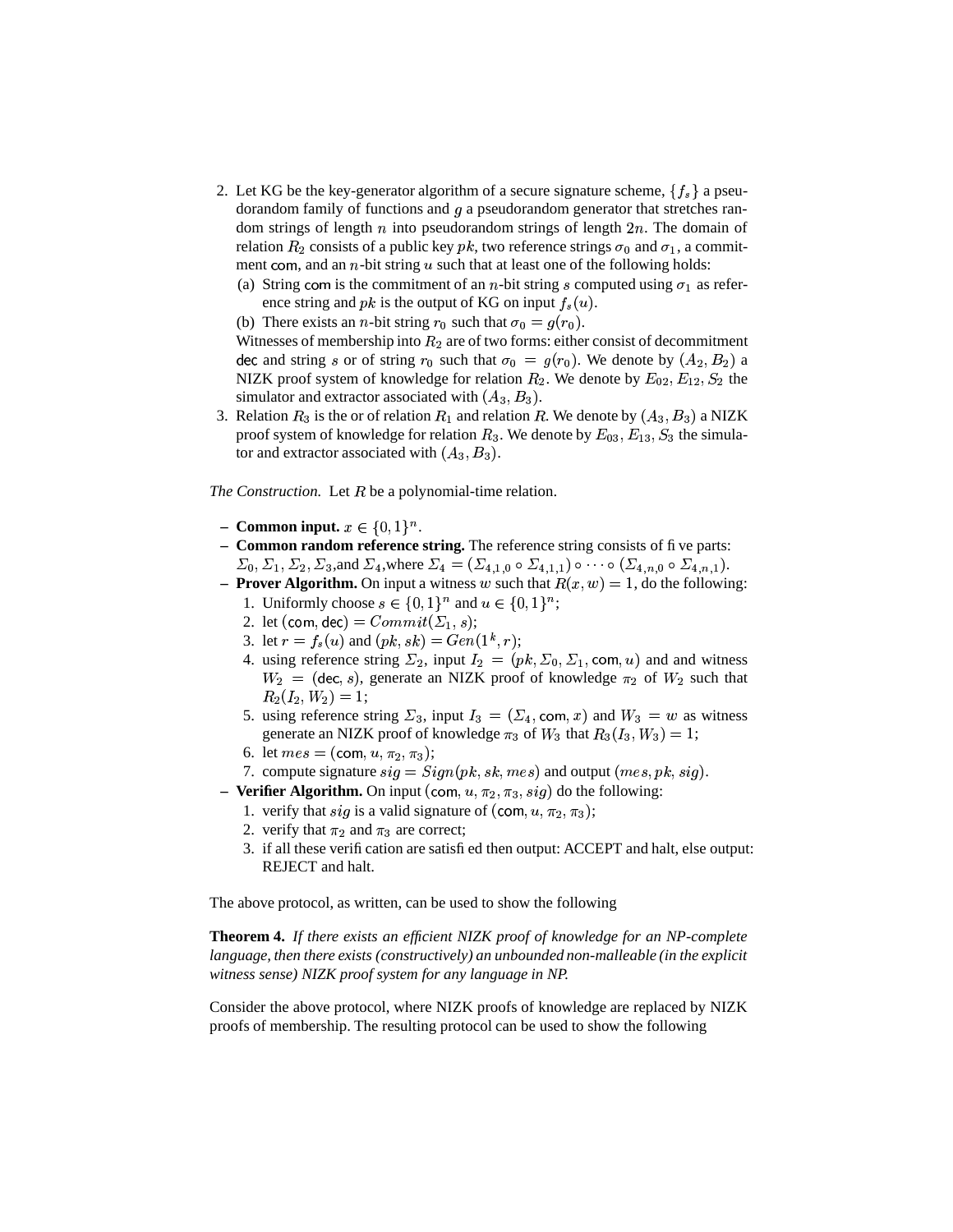2. Let KG be the key-generator algorithm of a secure signature scheme, $\{f_s\}$ a pseudorandom family of functions and $g$ a pseudorandom generator that stretches random strings of length $n$ into pseudorandom strings of length $2n$. The domain of relation $R_2$ consists of a public key $pk$, two reference strings $\sigma_0$ and $\sigma_1$, a commitment com, and an $n$-bit string $u$ such that at least one of the following holds:
   (a) String com is the commitment of an $n$-bit string $s$ computed using $\sigma_1$ as reference string and $pk$ is the output of KG on input $f_s(u)$.
   (b) There exists an $n$-bit string $r_0$ such that $\sigma_0 = g(r_0)$.

   Witnesses of membership into $R_2$ are of two forms: either consist of decommitment dec and string $s$ or of string $r_0$ such that $\sigma_0 = g(r_0)$. We denote by $(A_2, B_2)$ a NIZK proof system of knowledge for relation $R_2$. We denote by $E_{02}, E_{12}, S_2$ the simulator and extractor associated with $(A_3, B_3)$.
3. Relation $R_3$ is the or of relation $R_1$ and relation $R$. We denote by $(A_3, B_3)$ a NIZK proof system of knowledge for relation $R_3$. We denote by $E_{03}, E_{13}, S_3$ the simulator and extractor associated with $(A_3, B_3)$.

*The Construction.* Let $R$ be a polynomial-time relation.

- **Common input.** $x \in \{0,1\}^n$.
- **Common random reference string.** The reference string consists of five parts: $\Sigma_0, \Sigma_1, \Sigma_2, \Sigma_3$,and $\Sigma_4$,where $\Sigma_4 = (\Sigma_{4,1,0} \circ \Sigma_{4,1,1}) \circ \cdots \circ (\Sigma_{4,n,0} \circ \Sigma_{4,n,1})$.
- **Prover Algorithm.** On input a witness $w$ such that $R(x, w) = 1$, do the following:
  1. Uniformly choose $s \in \{0,1\}^n$ and $u \in \{0,1\}^n$;
  2. let $(\mathsf{com}, \mathsf{dec}) = Commit(\Sigma_1, s)$;
  3. let $r = f_s(u)$ and $(pk, sk) = Gen(1^k, r)$;
  4. using reference string $\Sigma_2$, input $I_2 = (pk, \Sigma_0, \Sigma_1, \mathsf{com}, u)$ and and witness $W_2 = (\mathsf{dec}, s)$, generate an NIZK proof of knowledge $\pi_2$ of $W_2$ such that $R_2(I_2, W_2) = 1$;
  5. using reference string $\Sigma_3$, input $I_3 = (\Sigma_4, \mathsf{com}, x)$ and $W_3 = w$ as witness generate an NIZK proof of knowledge $\pi_3$ of $W_3$ that $R_3(I_3, W_3) = 1$;
  6. let $mes = (\mathsf{com}, u, \pi_2, \pi_3)$;
  7. compute signature $sig = Sign(pk, sk, mes)$ and output $(mes, pk, sig)$.
- **Verifier Algorithm.** On input $(\mathsf{com}, u, \pi_2, \pi_3, sig)$ do the following:
  1. verify that $sig$ is a valid signature of $(\mathsf{com}, u, \pi_2, \pi_3)$;
  2. verify that $\pi_2$ and $\pi_3$ are correct;
  3. if all these verification are satisfied then output: ACCEPT and halt, else output: REJECT and halt.

The above protocol, as written, can be used to show the following

**Theorem 4.** *If there exists an efficient NIZK proof of knowledge for an NP-complete language, then there exists (constructively) an unbounded non-malleable (in the explicit witness sense) NIZK proof system for any language in NP.*

Consider the above protocol, where NIZK proofs of knowledge are replaced by NIZK proofs of membership. The resulting protocol can be used to show the following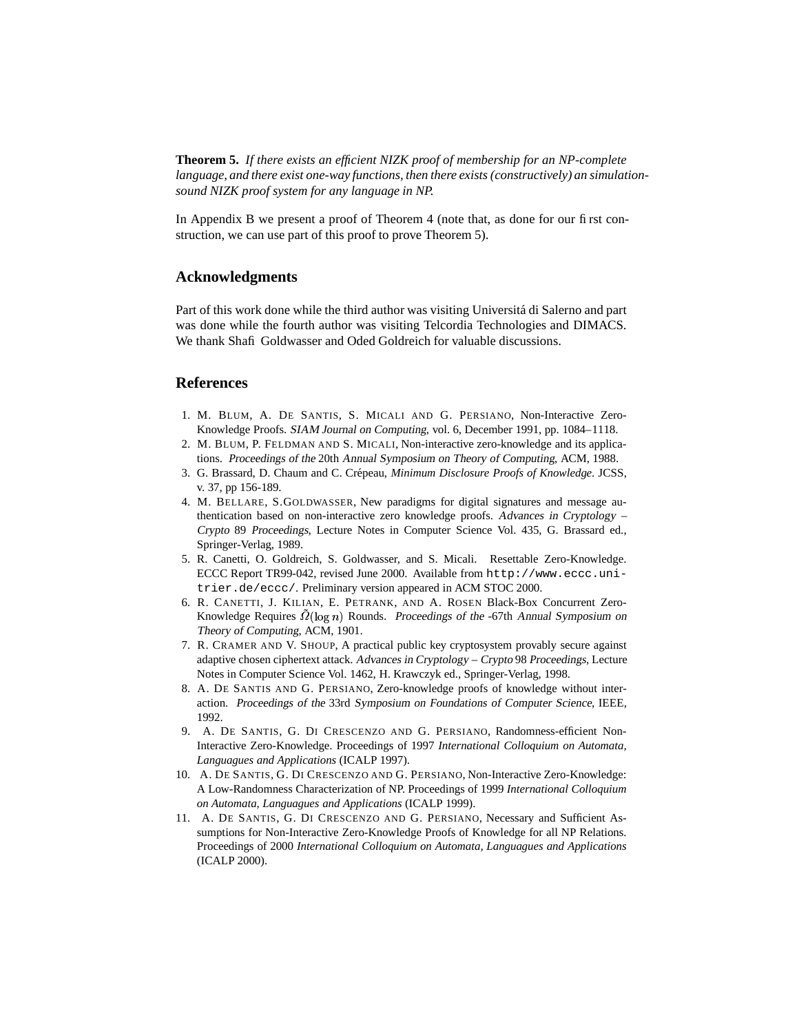**Theorem 5.** *If there exists an efficient NIZK proof of membership for an NP-complete language, and there exist one-way functions, then there exists (constructively) an simulation-sound NIZK proof system for any language in NP.*

In Appendix B we present a proof of Theorem 4 (note that, as done for our first construction, we can use part of this proof to prove Theorem 5).

## Acknowledgments

Part of this work done while the third author was visiting Universitá di Salerno and part was done while the fourth author was visiting Telcordia Technologies and DIMACS. We thank Shafi Goldwasser and Oded Goldreich for valuable discussions.

## References

1. M. Blum, A. De Santis, S. Micali and G. Persiano, Non-Interactive Zero-Knowledge Proofs. *SIAM Journal on Computing*, vol. 6, December 1991, pp. 1084–1118.
2. M. Blum, P. Feldman and S. Micali, Non-interactive zero-knowledge and its applications. *Proceedings of the* 20th *Annual Symposium on Theory of Computing*, ACM, 1988.
3. G. Brassard, D. Chaum and C. Crépeau, *Minimum Disclosure Proofs of Knowledge*. JCSS, v. 37, pp 156-189.
4. M. Bellare, S.Goldwasser, New paradigms for digital signatures and message authentication based on non-interactive zero knowledge proofs. *Advances in Cryptology – Crypto* 89 *Proceedings*, Lecture Notes in Computer Science Vol. 435, G. Brassard ed., Springer-Verlag, 1989.
5. R. Canetti, O. Goldreich, S. Goldwasser, and S. Micali. Resettable Zero-Knowledge. ECCC Report TR99-042, revised June 2000. Available from `http://www.eccc.uni-trier.de/eccc/`. Preliminary version appeared in ACM STOC 2000.
6. R. Canetti, J. Kilian, E. Petrank, and A. Rosen Black-Box Concurrent Zero-Knowledge Requires $\tilde{\Omega}(\log n)$ Rounds. *Proceedings of the* -67th *Annual Symposium on Theory of Computing*, ACM, 1901.
7. R. Cramer and V. Shoup, A practical public key cryptosystem provably secure against adaptive chosen ciphertext attack. *Advances in Cryptology – Crypto* 98 *Proceedings*, Lecture Notes in Computer Science Vol. 1462, H. Krawczyk ed., Springer-Verlag, 1998.
8. A. De Santis and G. Persiano, Zero-knowledge proofs of knowledge without interaction. *Proceedings of the* 33rd *Symposium on Foundations of Computer Science*, IEEE, 1992.
9. A. De Santis, G. Di Crescenzo and G. Persiano, Randomness-efficient Non-Interactive Zero-Knowledge. Proceedings of 1997 *International Colloquium on Automata, Languagues and Applications* (ICALP 1997).
10. A. De Santis, G. Di Crescenzo and G. Persiano, Non-Interactive Zero-Knowledge: A Low-Randomness Characterization of NP. Proceedings of 1999 *International Colloquium on Automata, Languagues and Applications* (ICALP 1999).
11. A. De Santis, G. Di Crescenzo and G. Persiano, Necessary and Sufficient Assumptions for Non-Interactive Zero-Knowledge Proofs of Knowledge for all NP Relations. Proceedings of 2000 *International Colloquium on Automata, Languagues and Applications* (ICALP 2000).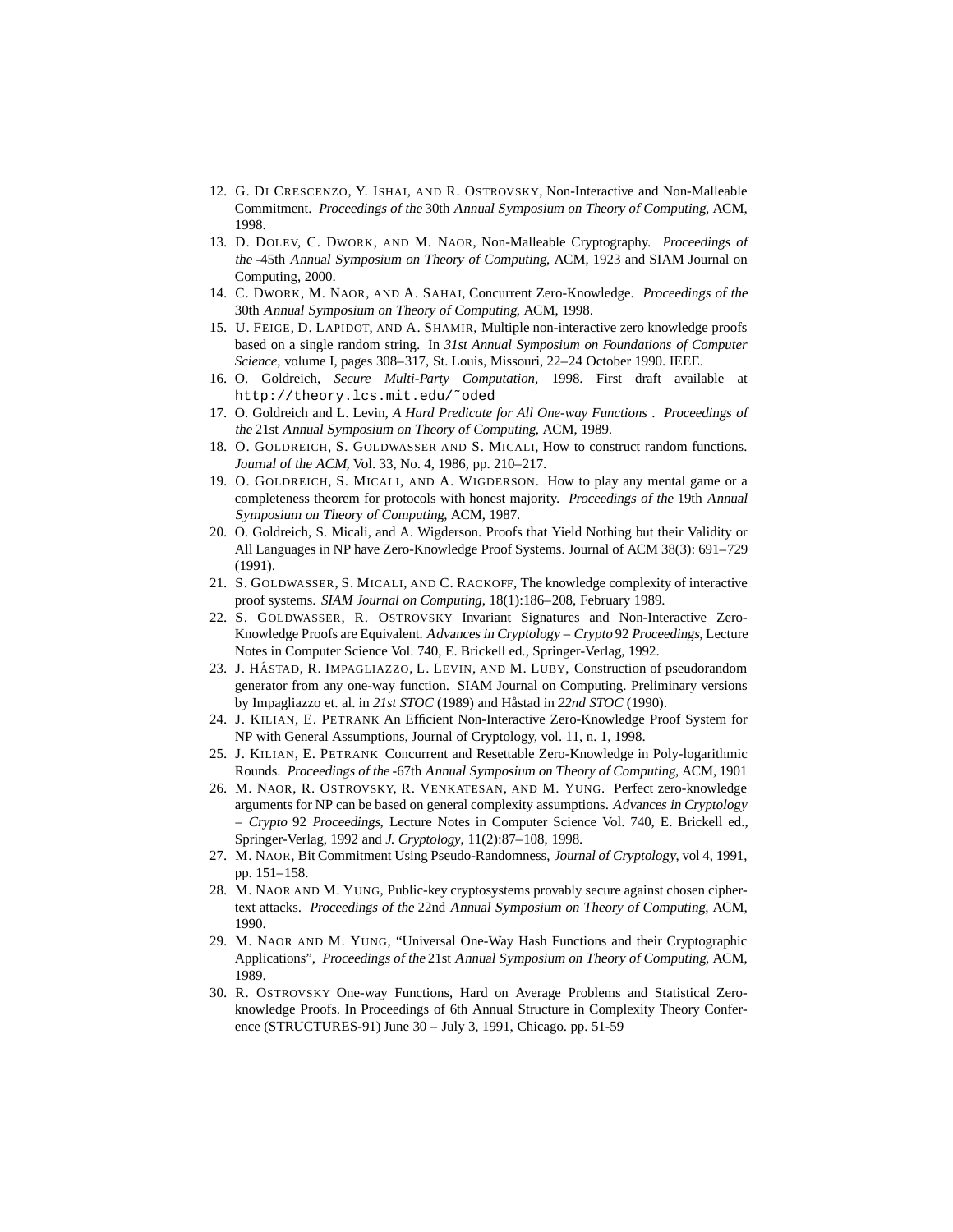12. G. Di Crescenzo, Y. Ishai, and R. Ostrovsky, Non-Interactive and Non-Malleable Commitment. *Proceedings of the* 30th *Annual Symposium on Theory of Computing*, ACM, 1998.
13. D. Dolev, C. Dwork, and M. Naor, Non-Malleable Cryptography. *Proceedings of the* -45th *Annual Symposium on Theory of Computing*, ACM, 1923 and SIAM Journal on Computing, 2000.
14. C. Dwork, M. Naor, and A. Sahai, Concurrent Zero-Knowledge. *Proceedings of the* 30th *Annual Symposium on Theory of Computing*, ACM, 1998.
15. U. Feige, D. Lapidot, and A. Shamir, Multiple non-interactive zero knowledge proofs based on a single random string. In *31st Annual Symposium on Foundations of Computer Science*, volume I, pages 308–317, St. Louis, Missouri, 22–24 October 1990. IEEE.
16. O. Goldreich, *Secure Multi-Party Computation*, 1998. First draft available at `http://theory.lcs.mit.edu/~oded`
17. O. Goldreich and L. Levin, *A Hard Predicate for All One-way Functions* . *Proceedings of the* 21st *Annual Symposium on Theory of Computing*, ACM, 1989.
18. O. Goldreich, S. Goldwasser and S. Micali, How to construct random functions. *Journal of the ACM*, Vol. 33, No. 4, 1986, pp. 210–217.
19. O. Goldreich, S. Micali, and A. Wigderson. How to play any mental game or a completeness theorem for protocols with honest majority. *Proceedings of the* 19th *Annual Symposium on Theory of Computing*, ACM, 1987.
20. O. Goldreich, S. Micali, and A. Wigderson. Proofs that Yield Nothing but their Validity or All Languages in NP have Zero-Knowledge Proof Systems. Journal of ACM 38(3): 691–729 (1991).
21. S. Goldwasser, S. Micali, and C. Rackoff, The knowledge complexity of interactive proof systems. *SIAM Journal on Computing*, 18(1):186–208, February 1989.
22. S. Goldwasser, R. Ostrovsky Invariant Signatures and Non-Interactive Zero-Knowledge Proofs are Equivalent. *Advances in Cryptology – Crypto* 92 *Proceedings*, Lecture Notes in Computer Science Vol. 740, E. Brickell ed., Springer-Verlag, 1992.
23. J. Håstad, R. Impagliazzo, L. Levin, and M. Luby, Construction of pseudorandom generator from any one-way function. SIAM Journal on Computing. Preliminary versions by Impagliazzo et. al. in *21st STOC* (1989) and Håstad in *22nd STOC* (1990).
24. J. Kilian, E. Petrank An Efficient Non-Interactive Zero-Knowledge Proof System for NP with General Assumptions, Journal of Cryptology, vol. 11, n. 1, 1998.
25. J. Kilian, E. Petrank Concurrent and Resettable Zero-Knowledge in Poly-logarithmic Rounds. *Proceedings of the* -67th *Annual Symposium on Theory of Computing*, ACM, 1901
26. M. Naor, R. Ostrovsky, R. Venkatesan, and M. Yung. Perfect zero-knowledge arguments for NP can be based on general complexity assumptions. *Advances in Cryptology – Crypto* 92 *Proceedings*, Lecture Notes in Computer Science Vol. 740, E. Brickell ed., Springer-Verlag, 1992 and *J. Cryptology*, 11(2):87–108, 1998.
27. M. Naor, Bit Commitment Using Pseudo-Randomness, *Journal of Cryptology*, vol 4, 1991, pp. 151–158.
28. M. Naor and M. Yung, Public-key cryptosystems provably secure against chosen ciphertext attacks. *Proceedings of the* 22nd *Annual Symposium on Theory of Computing*, ACM, 1990.
29. M. Naor and M. Yung, "Universal One-Way Hash Functions and their Cryptographic Applications", *Proceedings of the* 21st *Annual Symposium on Theory of Computing*, ACM, 1989.
30. R. Ostrovsky One-way Functions, Hard on Average Problems and Statistical Zero-knowledge Proofs. In Proceedings of 6th Annual Structure in Complexity Theory Conference (STRUCTURES-91) June 30 – July 3, 1991, Chicago. pp. 51-59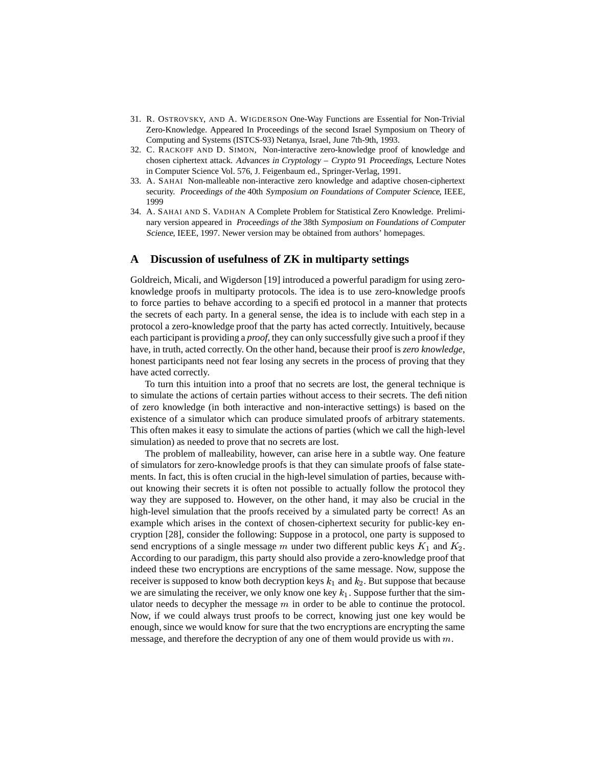31. R. OSTROVSKY, AND A. WIGDERSON One-Way Functions are Essential for Non-Trivial Zero-Knowledge. Appeared In Proceedings of the second Israel Symposium on Theory of Computing and Systems (ISTCS-93) Netanya, Israel, June 7th-9th, 1993.
32. C. RACKOFF AND D. SIMON, Non-interactive zero-knowledge proof of knowledge and chosen ciphertext attack. *Advances in Cryptology – Crypto* 91 *Proceedings*, Lecture Notes in Computer Science Vol. 576, J. Feigenbaum ed., Springer-Verlag, 1991.
33. A. SAHAI Non-malleable non-interactive zero knowledge and adaptive chosen-ciphertext security. *Proceedings of the* 40th *Symposium on Foundations of Computer Science*, IEEE, 1999
34. A. SAHAI AND S. VADHAN A Complete Problem for Statistical Zero Knowledge. Preliminary version appeared in *Proceedings of the* 38th *Symposium on Foundations of Computer Science*, IEEE, 1997. Newer version may be obtained from authors' homepages.

## A Discussion of usefulness of ZK in multiparty settings

Goldreich, Micali, and Wigderson [19] introduced a powerful paradigm for using zero-knowledge proofs in multiparty protocols. The idea is to use zero-knowledge proofs to force parties to behave according to a specified protocol in a manner that protects the secrets of each party. In a general sense, the idea is to include with each step in a protocol a zero-knowledge proof that the party has acted correctly. Intuitively, because each participant is providing a *proof*, they can only successfully give such a proof if they have, in truth, acted correctly. On the other hand, because their proof is *zero knowledge*, honest participants need not fear losing any secrets in the process of proving that they have acted correctly.

To turn this intuition into a proof that no secrets are lost, the general technique is to simulate the actions of certain parties without access to their secrets. The definition of zero knowledge (in both interactive and non-interactive settings) is based on the existence of a simulator which can produce simulated proofs of arbitrary statements. This often makes it easy to simulate the actions of parties (which we call the high-level simulation) as needed to prove that no secrets are lost.

The problem of malleability, however, can arise here in a subtle way. One feature of simulators for zero-knowledge proofs is that they can simulate proofs of false statements. In fact, this is often crucial in the high-level simulation of parties, because without knowing their secrets it is often not possible to actually follow the protocol they way they are supposed to. However, on the other hand, it may also be crucial in the high-level simulation that the proofs received by a simulated party be correct! As an example which arises in the context of chosen-ciphertext security for public-key encryption [28], consider the following: Suppose in a protocol, one party is supposed to send encryptions of a single message $m$ under two different public keys $K_1$ and $K_2$. According to our paradigm, this party should also provide a zero-knowledge proof that indeed these two encryptions are encryptions of the same message. Now, suppose the receiver is supposed to know both decryption keys $k_1$ and $k_2$. But suppose that because we are simulating the receiver, we only know one key $k_1$. Suppose further that the simulator needs to decypher the message $m$ in order to be able to continue the protocol. Now, if we could always trust proofs to be correct, knowing just one key would be enough, since we would know for sure that the two encryptions are encrypting the same message, and therefore the decryption of any one of them would provide us with $m$.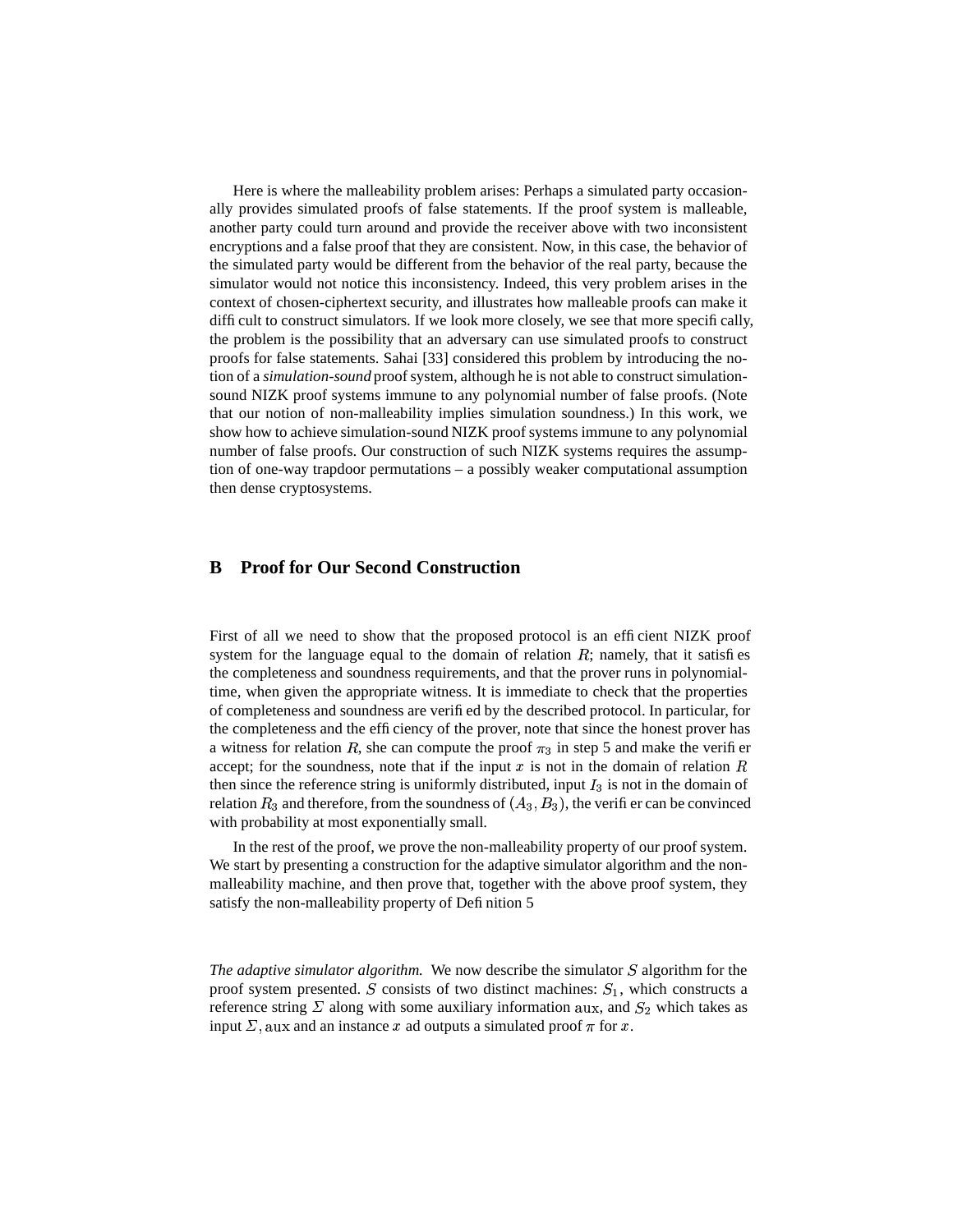Here is where the malleability problem arises: Perhaps a simulated party occasionally provides simulated proofs of false statements. If the proof system is malleable, another party could turn around and provide the receiver above with two inconsistent encryptions and a false proof that they are consistent. Now, in this case, the behavior of the simulated party would be different from the behavior of the real party, because the simulator would not notice this inconsistency. Indeed, this very problem arises in the context of chosen-ciphertext security, and illustrates how malleable proofs can make it difficult to construct simulators. If we look more closely, we see that more specifically, the problem is the possibility that an adversary can use simulated proofs to construct proofs for false statements. Sahai [33] considered this problem by introducing the notion of a *simulation-sound* proof system, although he is not able to construct simulation-sound NIZK proof systems immune to any polynomial number of false proofs. (Note that our notion of non-malleability implies simulation soundness.) In this work, we show how to achieve simulation-sound NIZK proof systems immune to any polynomial number of false proofs. Our construction of such NIZK systems requires the assumption of one-way trapdoor permutations – a possibly weaker computational assumption then dense cryptosystems.

## B Proof for Our Second Construction

First of all we need to show that the proposed protocol is an efficient NIZK proof system for the language equal to the domain of relation $R$; namely, that it satisfies the completeness and soundness requirements, and that the prover runs in polynomial-time, when given the appropriate witness. It is immediate to check that the properties of completeness and soundness are verified by the described protocol. In particular, for the completeness and the efficiency of the prover, note that since the honest prover has a witness for relation $R$, she can compute the proof $\pi_3$ in step 5 and make the verifier accept; for the soundness, note that if the input $x$ is not in the domain of relation $R$ then since the reference string is uniformly distributed, input $I_3$ is not in the domain of relation $R_3$ and therefore, from the soundness of $(A_3, B_3)$, the verifier can be convinced with probability at most exponentially small.

In the rest of the proof, we prove the non-malleability property of our proof system. We start by presenting a construction for the adaptive simulator algorithm and the non-malleability machine, and then prove that, together with the above proof system, they satisfy the non-malleability property of Definition 5

*The adaptive simulator algorithm.* We now describe the simulator $S$ algorithm for the proof system presented. $S$ consists of two distinct machines: $S_1$, which constructs a reference string $\Sigma$ along with some auxiliary information $\mathrm{aux}$, and $S_2$ which takes as input $\Sigma, \mathrm{aux}$ and an instance $x$ ad outputs a simulated proof $\pi$ for $x$.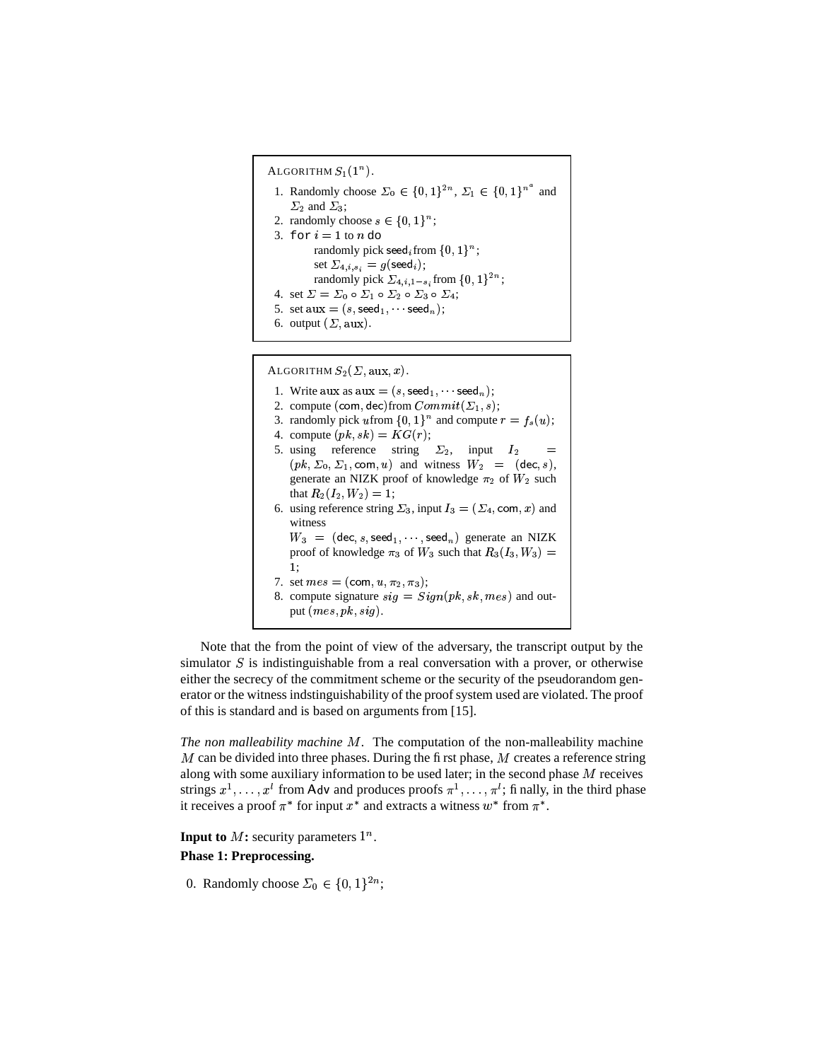**ALGORITHM $S_1(1^n)$.**

1. Randomly choose $\Sigma_0 \in \{0,1\}^{2n}$, $\Sigma_1 \in \{0,1\}^{n^a}$ and $\Sigma_2$ and $\Sigma_3$;
2. randomly choose $s \in \{0,1\}^n$;
3. $\mathtt{for}\ i = 1$ to $n$ $\mathtt{do}$
   - randomly pick $\mathsf{seed}_i$ from $\{0,1\}^n$;
   - set $\Sigma_{4,i,s_i} = g(\mathsf{seed}_i)$;
   - randomly pick $\Sigma_{4,i,1-s_i}$ from $\{0,1\}^{2n}$;
4. set $\Sigma = \Sigma_0 \circ \Sigma_1 \circ \Sigma_2 \circ \Sigma_3 \circ \Sigma_4$;
5. set $\mathrm{aux} = (s, \mathsf{seed}_1, \cdots \mathsf{seed}_n)$;
6. output $(\Sigma, \mathrm{aux})$.

**ALGORITHM $S_2(\Sigma, \mathrm{aux}, x)$.**

1. Write $\mathrm{aux}$ as $\mathrm{aux} = (s, \mathsf{seed}_1, \cdots \mathsf{seed}_n)$;
2. compute $(\mathsf{com}, \mathsf{dec})$ from $Commit(\Sigma_1, s)$;
3. randomly pick $u$ from $\{0,1\}^n$ and compute $r = f_s(u)$;
4. compute $(pk, sk) = KG(r)$;
5. using reference string $\Sigma_2$, input $I_2 = (pk, \Sigma_0, \Sigma_1, \mathsf{com}, u)$ and witness $W_2 = (\mathsf{dec}, s)$, generate an NIZK proof of knowledge $\pi_2$ of $W_2$ such that $R_2(I_2, W_2) = 1$;
6. using reference string $\Sigma_3$, input $I_3 = (\Sigma_4, \mathsf{com}, x)$ and witness $W_3 = (\mathsf{dec}, s, \mathsf{seed}_1, \cdots, \mathsf{seed}_n)$ generate an NIZK proof of knowledge $\pi_3$ of $W_3$ such that $R_3(I_3, W_3) = 1$;
7. set $mes = (\mathsf{com}, u, \pi_2, \pi_3)$;
8. compute signature $sig = Sign(pk, sk, mes)$ and output $(mes, pk, sig)$.

Note that the from the point of view of the adversary, the transcript output by the simulator $S$ is indistinguishable from a real conversation with a prover, or otherwise either the secrecy of the commitment scheme or the security of the pseudorandom generator or the witness indstinguishability of the proof system used are violated. The proof of this is standard and is based on arguments from [15].

*The non malleability machine $M$.* The computation of the non-malleability machine $M$ can be divided into three phases. During the first phase, $M$ creates a reference string along with some auxiliary information to be used later; in the second phase $M$ receives strings $x^1, \ldots, x^l$ from $\mathsf{Adv}$ and produces proofs $\pi^1, \ldots, \pi^l$; finally, in the third phase it receives a proof $\pi^*$ for input $x^*$ and extracts a witness $w^*$ from $\pi^*$.

**Input to $M$:** security parameters $1^n$.

**Phase 1: Preprocessing.**

0. Randomly choose $\Sigma_0 \in \{0,1\}^{2n}$;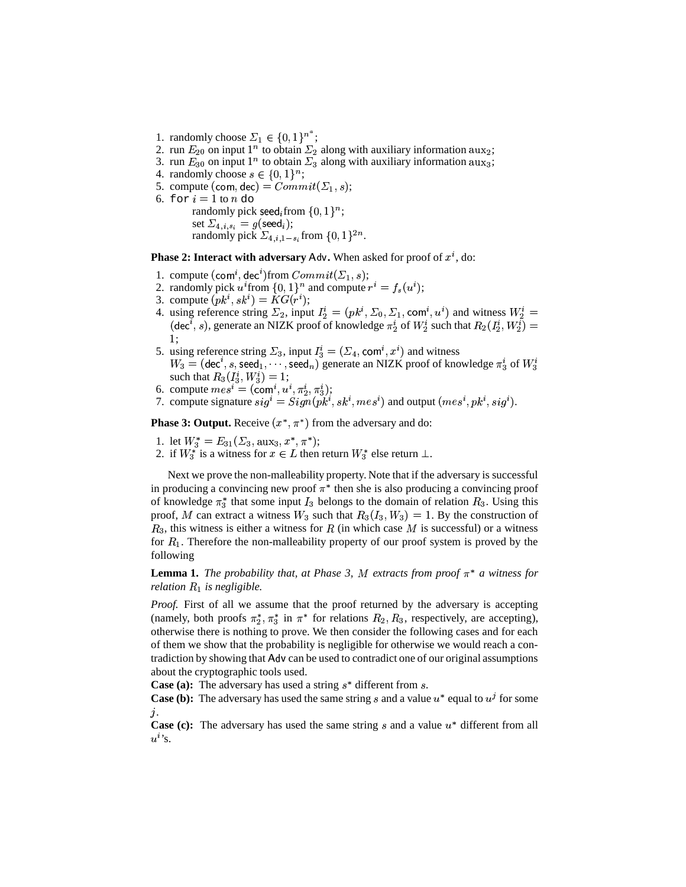1. randomly choose $\Sigma_1 \in \{0,1\}^{n^a}$;
2. run $E_{20}$ on input $1^n$ to obtain $\Sigma_2$ along with auxiliary information $\text{aux}_2$;
3. run $E_{30}$ on input $1^n$ to obtain $\Sigma_3$ along with auxiliary information $\text{aux}_3$;
4. randomly choose $s \in \{0,1\}^n$;
5. compute $(\mathsf{com}, \mathsf{dec}) = Commit(\Sigma_1, s)$;
6. for $i = 1$ to $n$ do
   randomly pick $\mathsf{seed}_i$ from $\{0,1\}^n$;
   set $\Sigma_{4,i,s_i} = g(\mathsf{seed}_i)$;
   randomly pick $\Sigma_{4,i,1-s_i}$ from $\{0,1\}^{2n}$.

**Phase 2: Interact with adversary** $\mathsf{Adv}$**.** When asked for proof of $x^i$, do:

1. compute $(\mathsf{com}^i, \mathsf{dec}^i)$from $Commit(\Sigma_1, s)$;
2. randomly pick $u^i$from $\{0,1\}^n$ and compute $r^i = f_s(u^i)$;
3. compute $(pk^i, sk^i) = KG(r^i)$;
4. using reference string $\Sigma_2$, input $I_2^i = (pk^i, \Sigma_0, \Sigma_1, \mathsf{com}^i, u^i)$ and witness $W_2^i = (\mathsf{dec}^i, s)$, generate an NIZK proof of knowledge $\pi_2^i$ of $W_2^i$ such that $R_2(I_2^i, W_2^i) = 1$;
5. using reference string $\Sigma_3$, input $I_3^i = (\Sigma_4, \mathsf{com}^i, x^i)$ and witness $W_3 = (\mathsf{dec}^i, s, \mathsf{seed}_1, \cdots, \mathsf{seed}_n)$ generate an NIZK proof of knowledge $\pi_3^i$ of $W_3^i$ such that $R_3(I_3^i, W_3^i) = 1$;
6. compute $mes^i = (\mathsf{com}^i, u^i, \pi_2^i, \pi_3^i)$;
7. compute signature $sig^i = Sign(pk^i, sk^i, mes^i)$ and output $(mes^i, pk^i, sig^i)$.

**Phase 3: Output.** Receive $(x^*, \pi^*)$ from the adversary and do:

1. let $W_3^* = E_{31}(\Sigma_3, \text{aux}_3, x^*, \pi^*)$;
2. if $W_3^*$ is a witness for $x \in L$ then return $W_3^*$ else return $\perp$.

Next we prove the non-malleability property. Note that if the adversary is successful in producing a convincing new proof $\pi^*$ then she is also producing a convincing proof of knowledge $\pi_3^*$ that some input $I_3$ belongs to the domain of relation $R_3$. Using this proof, $M$ can extract a witness $W_3$ such that $R_3(I_3, W_3) = 1$. By the construction of $R_3$, this witness is either a witness for $R$ (in which case $M$ is successful) or a witness for $R_1$. Therefore the non-malleability property of our proof system is proved by the following

**Lemma 1.** *The probability that, at Phase 3, $M$ extracts from proof $\pi^*$ a witness for relation $R_1$ is negligible.*

*Proof.* First of all we assume that the proof returned by the adversary is accepting (namely, both proofs $\pi_2^*, \pi_3^*$ in $\pi^*$ for relations $R_2, R_3$, respectively, are accepting), otherwise there is nothing to prove. We then consider the following cases and for each of them we show that the probability is negligible for otherwise we would reach a contradiction by showing that $\mathsf{Adv}$ can be used to contradict one of our original assumptions about the cryptographic tools used.

**Case (a):** The adversary has used a string $s^*$ different from $s$.

**Case (b):** The adversary has used the same string $s$ and a value $u^*$ equal to $u^j$ for some $j$.

**Case (c):** The adversary has used the same string $s$ and a value $u^*$ different from all $u^i$'s.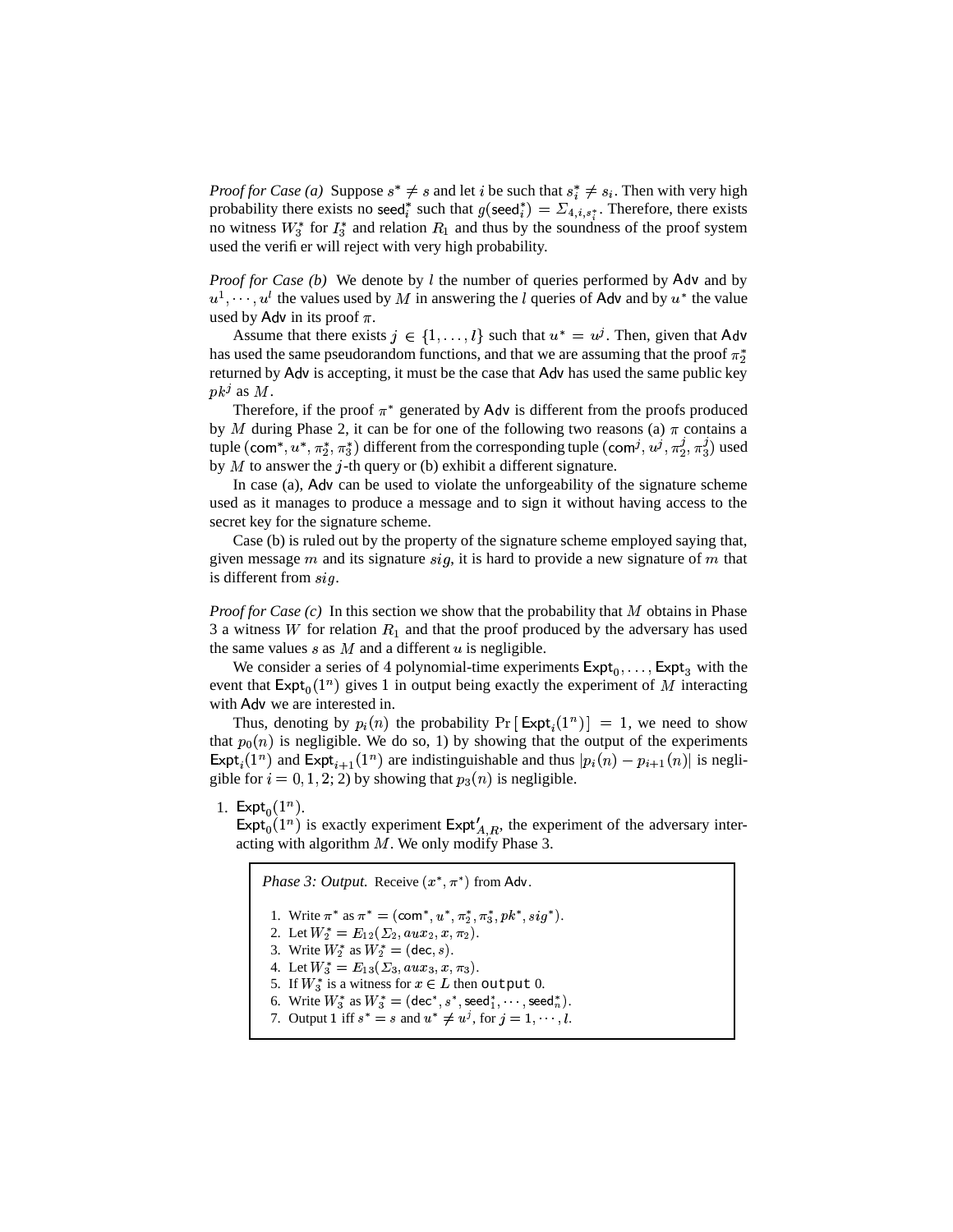*Proof for Case (a)* Suppose $s^* \neq s$ and let $i$ be such that $s^*_i \neq s_i$. Then with very high probability there exists no $\mathsf{seed}^*_i$ such that $g(\mathsf{seed}^*_i) = \Sigma_{4,i,s^*_i}$. Therefore, there exists no witness $W^*_3$ for $I^*_3$ and relation $R_1$ and thus by the soundness of the proof system used the verifier will reject with very high probability.

*Proof for Case (b)* We denote by $l$ the number of queries performed by $\mathsf{Adv}$ and by $u^1, \cdots, u^l$ the values used by $M$ in answering the $l$ queries of $\mathsf{Adv}$ and by $u^*$ the value used by $\mathsf{Adv}$ in its proof $\pi$.

Assume that there exists $j \in \{1, \ldots, l\}$ such that $u^* = u^j$. Then, given that $\mathsf{Adv}$ has used the same pseudorandom functions, and that we are assuming that the proof $\pi^*_2$ returned by $\mathsf{Adv}$ is accepting, it must be the case that $\mathsf{Adv}$ has used the same public key $pk^j$ as $M$.

Therefore, if the proof $\pi^*$ generated by $\mathsf{Adv}$ is different from the proofs produced by $M$ during Phase 2, it can be for one of the following two reasons (a) $\pi$ contains a tuple $(\mathsf{com}^*, u^*, \pi^*_2, \pi^*_3)$ different from the corresponding tuple $(\mathsf{com}^j, u^j, \pi^j_2, \pi^j_3)$ used by $M$ to answer the $j$-th query or (b) exhibit a different signature.

In case (a), $\mathsf{Adv}$ can be used to violate the unforgeability of the signature scheme used as it manages to produce a message and to sign it without having access to the secret key for the signature scheme.

Case (b) is ruled out by the property of the signature scheme employed saying that, given message $m$ and its signature $sig$, it is hard to provide a new signature of $m$ that is different from $sig$.

*Proof for Case (c)* In this section we show that the probability that $M$ obtains in Phase 3 a witness $W$ for relation $R_1$ and that the proof produced by the adversary has used the same values $s$ as $M$ and a different $u$ is negligible.

We consider a series of 4 polynomial-time experiments $\mathsf{Expt}_0, \ldots, \mathsf{Expt}_3$ with the event that $\mathsf{Expt}_0(1^n)$ gives 1 in output being exactly the experiment of $M$ interacting with $\mathsf{Adv}$ we are interested in.

Thus, denoting by $p_i(n)$ the probability $\Pr[\mathsf{Expt}_i(1^n)] = 1$, we need to show that $p_0(n)$ is negligible. We do so, 1) by showing that the output of the experiments $\mathsf{Expt}_i(1^n)$ and $\mathsf{Expt}_{i+1}(1^n)$ are indistinguishable and thus $|p_i(n) - p_{i+1}(n)|$ is negligible for $i = 0, 1, 2$; 2) by showing that $p_3(n)$ is negligible.

1. $\mathsf{Expt}_0(1^n)$.
   $\mathsf{Expt}_0(1^n)$ is exactly experiment $\mathsf{Expt}'_{A,R}$, the experiment of the adversary interacting with algorithm $M$. We only modify Phase 3.

> *Phase 3: Output.* Receive $(x^*, \pi^*)$ from $\mathsf{Adv}$.
>
> 1. Write $\pi^*$ as $\pi^* = (\mathsf{com}^*, u^*, \pi^*_2, \pi^*_3, pk^*, sig^*)$.
> 2. Let $W^*_2 = E_{12}(\Sigma_2, aux_2, x, \pi_2)$.
> 3. Write $W^*_2$ as $W^*_2 = (\mathsf{dec}, s)$.
> 4. Let $W^*_3 = E_{13}(\Sigma_3, aux_3, x, \pi_3)$.
> 5. If $W^*_3$ is a witness for $x \in L$ then `output` 0.
> 6. Write $W^*_3$ as $W^*_3 = (\mathsf{dec}^*, s^*, \mathsf{seed}^*_1, \cdots, \mathsf{seed}^*_n)$.
> 7. Output 1 iff $s^* = s$ and $u^* \neq u^j$, for $j = 1, \cdots, l$.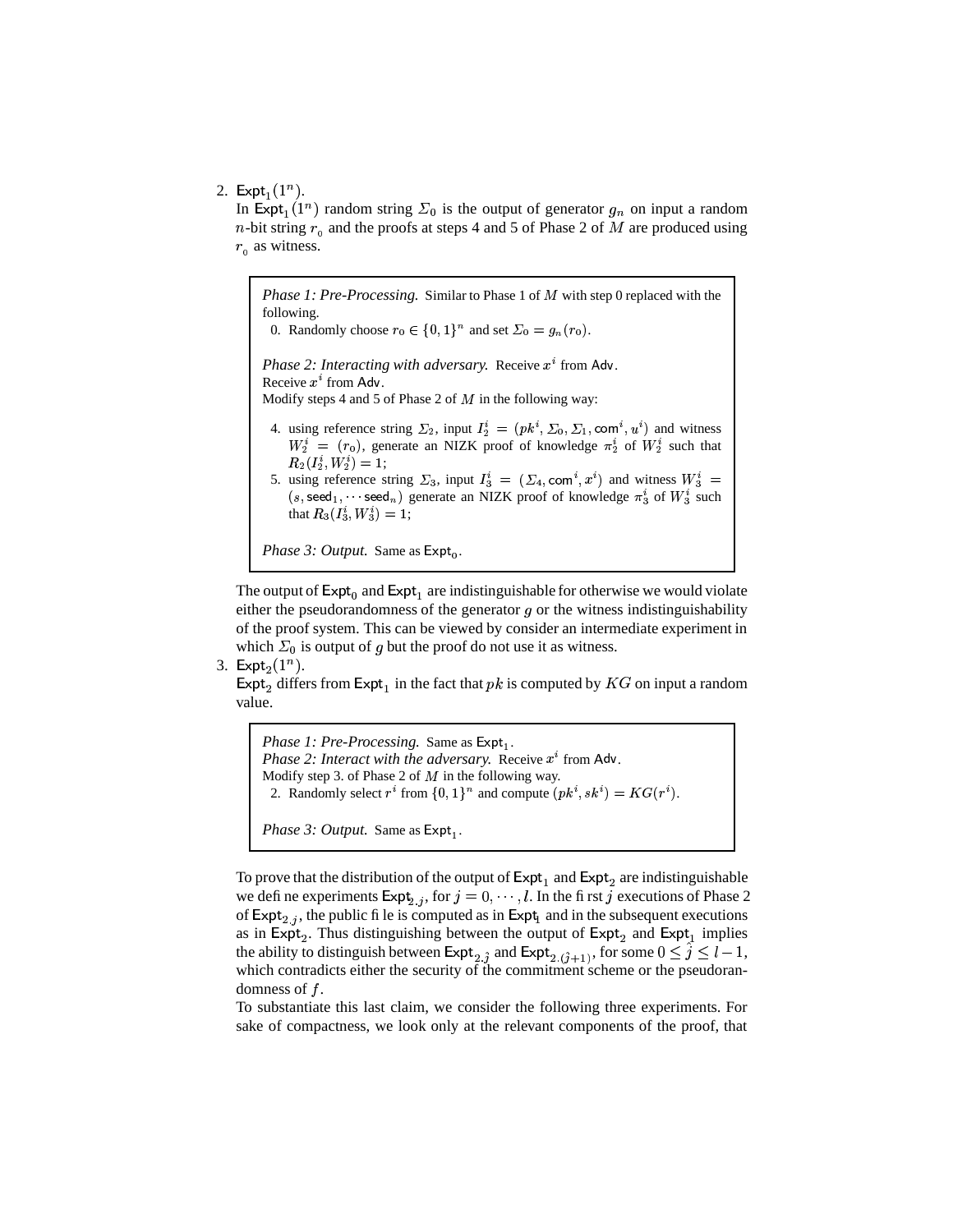2. $\mathsf{Expt}_1(1^n)$.
   In $\mathsf{Expt}_1(1^n)$ random string $\Sigma_0$ is the output of generator $g_n$ on input a random $n$-bit string $r_0$ and the proofs at steps 4 and 5 of Phase 2 of $M$ are produced using $r_0$ as witness.

   > *Phase 1: Pre-Processing.* Similar to Phase 1 of $M$ with step 0 replaced with the following.
   > 0. Randomly choose $r_0 \in \{0,1\}^n$ and set $\Sigma_0 = g_n(r_0)$.
   >
   > *Phase 2: Interacting with adversary.* Receive $x^i$ from $\mathsf{Adv}$.
   > Receive $x^i$ from $\mathsf{Adv}$.
   > Modify steps 4 and 5 of Phase 2 of $M$ in the following way:
   >
   > 4. using reference string $\Sigma_2$, input $I_2^i = (pk^i, \Sigma_0, \Sigma_1, \mathsf{com}^i, u^i)$ and witness $W_2^i = (r_0)$, generate an NIZK proof of knowledge $\pi_2^i$ of $W_2^i$ such that $R_2(I_2^i, W_2^i) = 1$;
   > 5. using reference string $\Sigma_3$, input $I_3^i = (\Sigma_4, \mathsf{com}^i, x^i)$ and witness $W_3^i = (s, \mathsf{seed}_1, \cdots \mathsf{seed}_n)$ generate an NIZK proof of knowledge $\pi_3^i$ of $W_3^i$ such that $R_3(I_3^i, W_3^i) = 1$;
   >
   > *Phase 3: Output.* Same as $\mathsf{Expt}_0$.

   The output of $\mathsf{Expt}_0$ and $\mathsf{Expt}_1$ are indistinguishable for otherwise we would violate either the pseudorandomness of the generator $g$ or the witness indistinguishability of the proof system. This can be viewed by consider an intermediate experiment in which $\Sigma_0$ is output of $g$ but the proof do not use it as witness.

3. $\mathsf{Expt}_2(1^n)$.
   $\mathsf{Expt}_2$ differs from $\mathsf{Expt}_1$ in the fact that $pk$ is computed by $KG$ on input a random value.

   > *Phase 1: Pre-Processing.* Same as $\mathsf{Expt}_1$.
   > *Phase 2: Interact with the adversary.* Receive $x^i$ from $\mathsf{Adv}$.
   > Modify step 3. of Phase 2 of $M$ in the following way.
   > 2. Randomly select $r^i$ from $\{0,1\}^n$ and compute $(pk^i, sk^i) = KG(r^i)$.
   >
   > *Phase 3: Output.* Same as $\mathsf{Expt}_1$.

   To prove that the distribution of the output of $\mathsf{Expt}_1$ and $\mathsf{Expt}_2$ are indistinguishable we define experiments $\mathsf{Expt}_{2.j}$, for $j = 0, \cdots, l$. In the first $j$ executions of Phase 2 of $\mathsf{Expt}_{2.j}$, the public file is computed as in $\mathsf{Expt}_1$ and in the subsequent executions as in $\mathsf{Expt}_2$. Thus distinguishing between the output of $\mathsf{Expt}_2$ and $\mathsf{Expt}_1$ implies the ability to distinguish between $\mathsf{Expt}_{2.\hat{j}}$ and $\mathsf{Expt}_{2.(\hat{j}+1)}$, for some $0 \le \hat{j} \le l-1$, which contradicts either the security of the commitment scheme or the pseudorandomness of $f$.
   To substantiate this last claim, we consider the following three experiments. For sake of compactness, we look only at the relevant components of the proof, that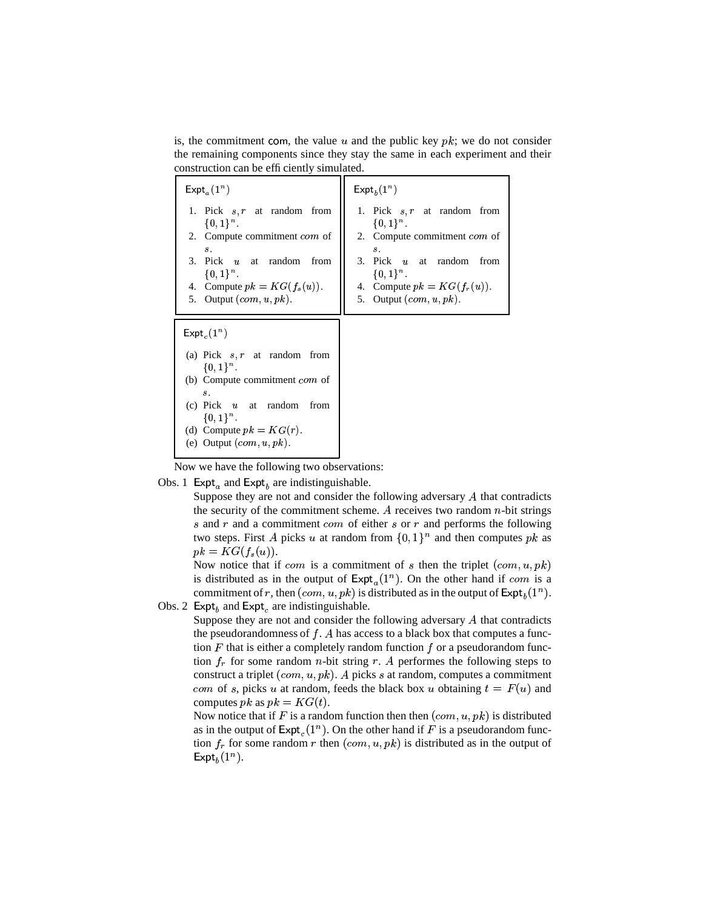is, the commitment com, the value $u$ and the public key $pk$; we do not consider the remaining components since they stay the same in each experiment and their construction can be efficiently simulated.

$\mathsf{Expt}_a(1^n)$

1. Pick $s, r$ at random from $\{0,1\}^n$.
2. Compute commitment $com$ of $s$.
3. Pick $u$ at random from $\{0,1\}^n$.
4. Compute $pk = KG(f_s(u))$.
5. Output $(com, u, pk)$.

$\mathsf{Expt}_b(1^n)$

1. Pick $s, r$ at random from $\{0,1\}^n$.
2. Compute commitment $com$ of $s$.
3. Pick $u$ at random from $\{0,1\}^n$.
4. Compute $pk = KG(f_r(u))$.
5. Output $(com, u, pk)$.

$\mathsf{Expt}_c(1^n)$

(a) Pick $s, r$ at random from $\{0,1\}^n$.
(b) Compute commitment $com$ of $s$.
(c) Pick $u$ at random from $\{0,1\}^n$.
(d) Compute $pk = KG(r)$.
(e) Output $(com, u, pk)$.

Now we have the following two observations:

Obs. 1 $\mathsf{Expt}_a$ and $\mathsf{Expt}_b$ are indistinguishable.

Suppose they are not and consider the following adversary $A$ that contradicts the security of the commitment scheme. $A$ receives two random $n$-bit strings $s$ and $r$ and a commitment $com$ of either $s$ or $r$ and performs the following two steps. First $A$ picks $u$ at random from $\{0,1\}^n$ and then computes $pk$ as $pk = KG(f_s(u))$.

Now notice that if $com$ is a commitment of $s$ then the triplet $(com, u, pk)$ is distributed as in the output of $\mathsf{Expt}_a(1^n)$. On the other hand if $com$ is a commitment of $r$, then $(com, u, pk)$ is distributed as in the output of $\mathsf{Expt}_b(1^n)$.

Obs. 2 $\mathsf{Expt}_b$ and $\mathsf{Expt}_c$ are indistinguishable.

Suppose they are not and consider the following adversary $A$ that contradicts the pseudorandomness of $f$. $A$ has access to a black box that computes a function $F$ that is either a completely random function $f$ or a pseudorandom function $f_r$ for some random $n$-bit string $r$. $A$ performes the following steps to construct a triplet $(com, u, pk)$. $A$ picks $s$ at random, computes a commitment $com$ of $s$, picks $u$ at random, feeds the black box $u$ obtaining $t = F(u)$ and computes $pk$ as $pk = KG(t)$.

Now notice that if $F$ is a random function then then $(com, u, pk)$ is distributed as in the output of $\mathsf{Expt}_c(1^n)$. On the other hand if $F$ is a pseudorandom function $f_r$ for some random $r$ then $(com, u, pk)$ is distributed as in the output of $\mathsf{Expt}_b(1^n)$.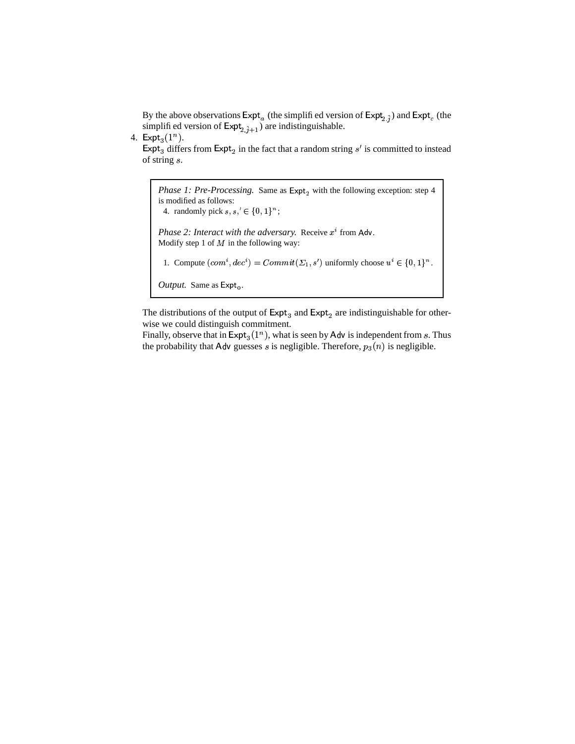By the above observations $\mathsf{Expt}_a$ (the simplified version of $\mathsf{Expt}_{2.\hat{j}}$) and $\mathsf{Expt}_c$ (the simplified version of $\mathsf{Expt}_{2.\hat{j}+1}$) are indistinguishable.

4. $\mathsf{Expt}_3(1^n)$.
   $\mathsf{Expt}_3$ differs from $\mathsf{Expt}_2$ in the fact that a random string $s'$ is committed to instead of string $s$.

> *Phase 1: Pre-Processing.* Same as $\mathsf{Expt}_2$ with the following exception: step 4 is modified as follows:
>
> 4. randomly pick $s, s,' \in \{0,1\}^n$;
>
> *Phase 2: Interact with the adversary.* Receive $x^i$ from $\mathsf{Adv}$.
> Modify step 1 of $M$ in the following way:
>
> 1. Compute $(com^i, dec^i) = Commit(\Sigma_1, s')$ uniformly choose $u^i \in \{0,1\}^n$.
>
> *Output.* Same as $\mathsf{Expt}_0$.

The distributions of the output of $\mathsf{Expt}_3$ and $\mathsf{Expt}_2$ are indistinguishable for otherwise we could distinguish commitment.
Finally, observe that in $\mathsf{Expt}_3(1^n)$, what is seen by $\mathsf{Adv}$ is independent from $s$. Thus the probability that $\mathsf{Adv}$ guesses $s$ is negligible. Therefore, $p_3(n)$ is negligible.